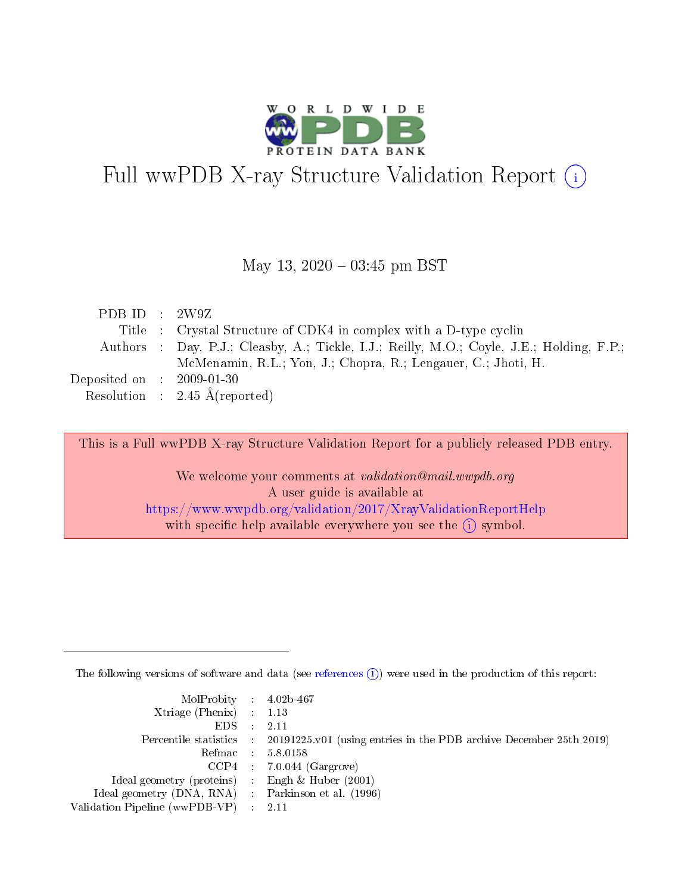# Full wwPDB X-ray Structure Validation Report (i)

May 13, 2020 – 03:45 pm BST

| | | |
|---|---|---|
| PDB ID | : | 2W9Z |
| Title | : | Crystal Structure of CDK4 in complex with a D-type cyclin |
| Authors | : | Day, P.J.; Cleasby, A.; Tickle, I.J.; Reilly, M.O.; Coyle, J.E.; Holding, F.P.; McMenamin, R.L.; Yon, J.; Chopra, R.; Lengauer, C.; Jhoti, H. |
| Deposited on | : | 2009-01-30 |
| Resolution | : | 2.45 Å(reported) |

This is a Full wwPDB X-ray Structure Validation Report for a publicly released PDB entry.

We welcome your comments at *validation@mail.wwpdb.org*
A user guide is available at
https://www.wwpdb.org/validation/2017/XrayValidationReportHelp
with specific help available everywhere you see the (i) symbol.

The following versions of software and data (see references (i)) were used in the production of this report:

| | | |
|---|---|---|
| MolProbity | : | 4.02b-467 |
| Xtriage (Phenix) | : | 1.13 |
| EDS | : | 2.11 |
| Percentile statistics | : | 20191225.v01 (using entries in the PDB archive December 25th 2019) |
| Refmac | : | 5.8.0158 |
| CCP4 | : | 7.0.044 (Gargrove) |
| Ideal geometry (proteins) | : | Engh & Huber (2001) |
| Ideal geometry (DNA, RNA) | : | Parkinson et al. (1996) |
| Validation Pipeline (wwPDB-VP) | : | 2.11 |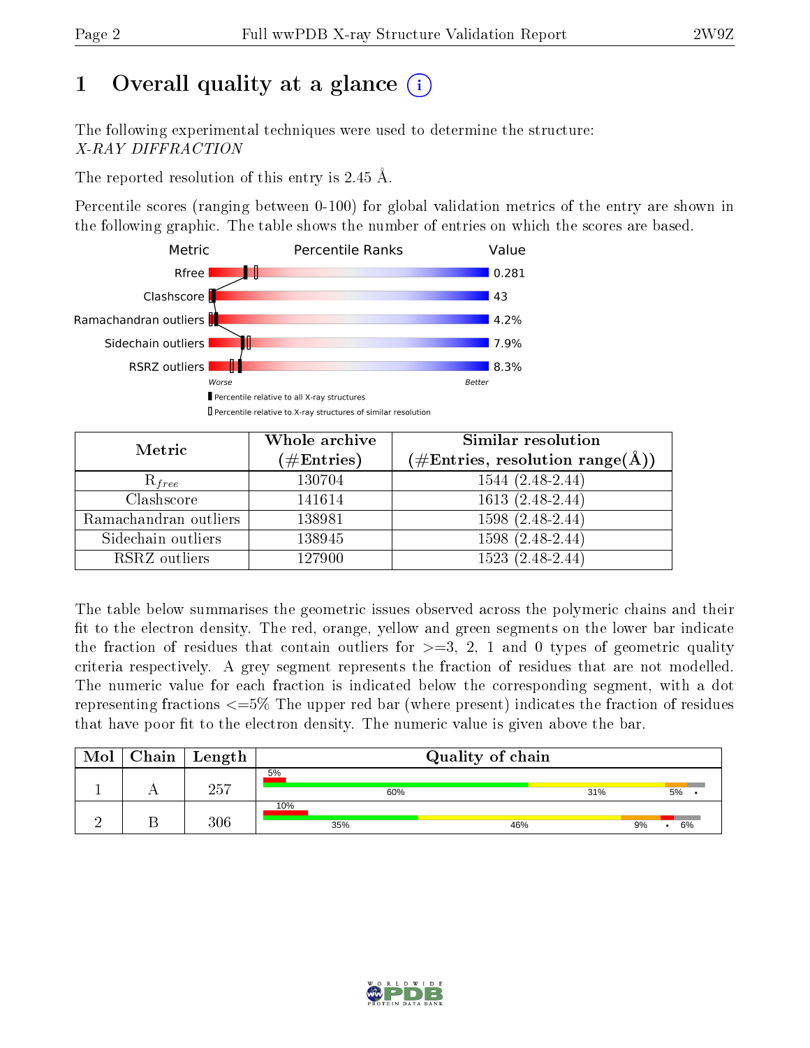# 1 Overall quality at a glance (i)

The following experimental techniques were used to determine the structure:
*X-RAY DIFFRACTION*

The reported resolution of this entry is 2.45 Å.

Percentile scores (ranging between 0-100) for global validation metrics of the entry are shown in the following graphic. The table shows the number of entries on which the scores are based.

| Metric | Value |
|---|---|
| Rfree | 0.281 |
| Clashscore | 43 |
| Ramachandran outliers | 4.2% |
| Sidechain outliers | 7.9% |
| RSRZ outliers | 8.3% |

Worse — Better

▮ Percentile relative to all X-ray structures
▯ Percentile relative to X-ray structures of similar resolution

| Metric | Whole archive (#Entries) | Similar resolution (#Entries, resolution range(Å)) |
|---|---|---|
| $R_{free}$ | 130704 | 1544 (2.48-2.44) |
| Clashscore | 141614 | 1613 (2.48-2.44) |
| Ramachandran outliers | 138981 | 1598 (2.48-2.44) |
| Sidechain outliers | 138945 | 1598 (2.48-2.44) |
| RSRZ outliers | 127900 | 1523 (2.48-2.44) |

The table below summarises the geometric issues observed across the polymeric chains and their fit to the electron density. The red, orange, yellow and green segments on the lower bar indicate the fraction of residues that contain outliers for >=3, 2, 1 and 0 types of geometric quality criteria respectively. A grey segment represents the fraction of residues that are not modelled. The numeric value for each fraction is indicated below the corresponding segment, with a dot representing fractions <=5% The upper red bar (where present) indicates the fraction of residues that have poor fit to the electron density. The numeric value is given above the bar.

| Mol | Chain | Length | Quality of chain |
|---|---|---|---|
| 1 | A | 257 | 5% (poor fit); 60%, 31%, 5%, • |
| 2 | B | 306 | 10% (poor fit); 35%, 46%, 9%, •, 6% |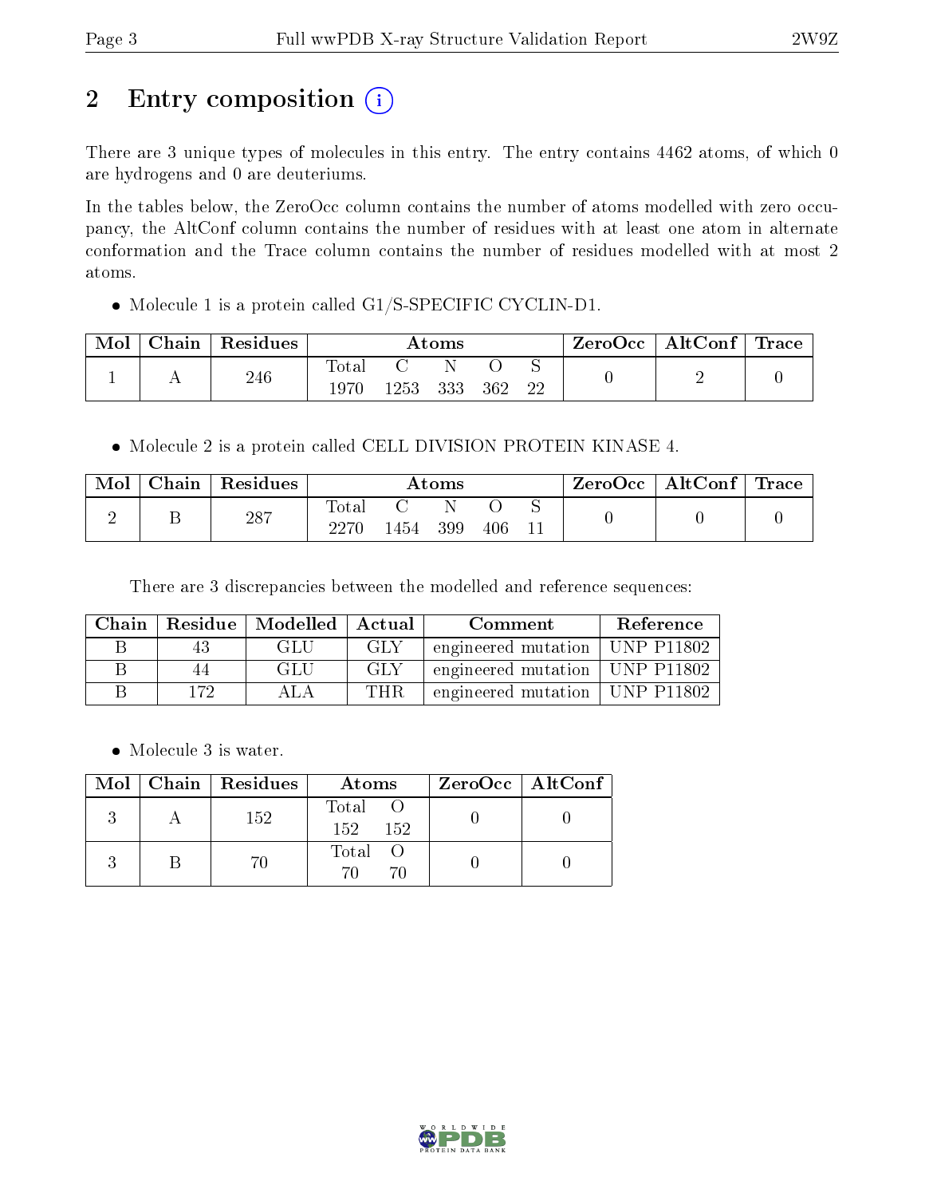# 2 Entry composition

There are 3 unique types of molecules in this entry. The entry contains 4462 atoms, of which 0 are hydrogens and 0 are deuteriums.

In the tables below, the ZeroOcc column contains the number of atoms modelled with zero occupancy, the AltConf column contains the number of residues with at least one atom in alternate conformation and the Trace column contains the number of residues modelled with at most 2 atoms.

- Molecule 1 is a protein called G1/S-SPECIFIC CYCLIN-D1.

| Mol | Chain | Residues | Atoms | | | | | ZeroOcc | AltConf | Trace |
|---|---|---|---|---|---|---|---|---|---|---|
| 1 | A | 246 | Total 1970 | C 1253 | N 333 | O 362 | S 22 | 0 | 2 | 0 |

- Molecule 2 is a protein called CELL DIVISION PROTEIN KINASE 4.

| Mol | Chain | Residues | Atoms | | | | | ZeroOcc | AltConf | Trace |
|---|---|---|---|---|---|---|---|---|---|---|
| 2 | B | 287 | Total 2270 | C 1454 | N 399 | O 406 | S 11 | 0 | 0 | 0 |

There are 3 discrepancies between the modelled and reference sequences:

| Chain | Residue | Modelled | Actual | Comment | Reference |
|---|---|---|---|---|---|
| B | 43 | GLU | GLY | engineered mutation | UNP P11802 |
| B | 44 | GLU | GLY | engineered mutation | UNP P11802 |
| B | 172 | ALA | THR | engineered mutation | UNP P11802 |

- Molecule 3 is water.

| Mol | Chain | Residues | Atoms | | ZeroOcc | AltConf |
|---|---|---|---|---|---|---|
| 3 | A | 152 | Total 152 | O 152 | 0 | 0 |
| 3 | B | 70 | Total 70 | O 70 | 0 | 0 |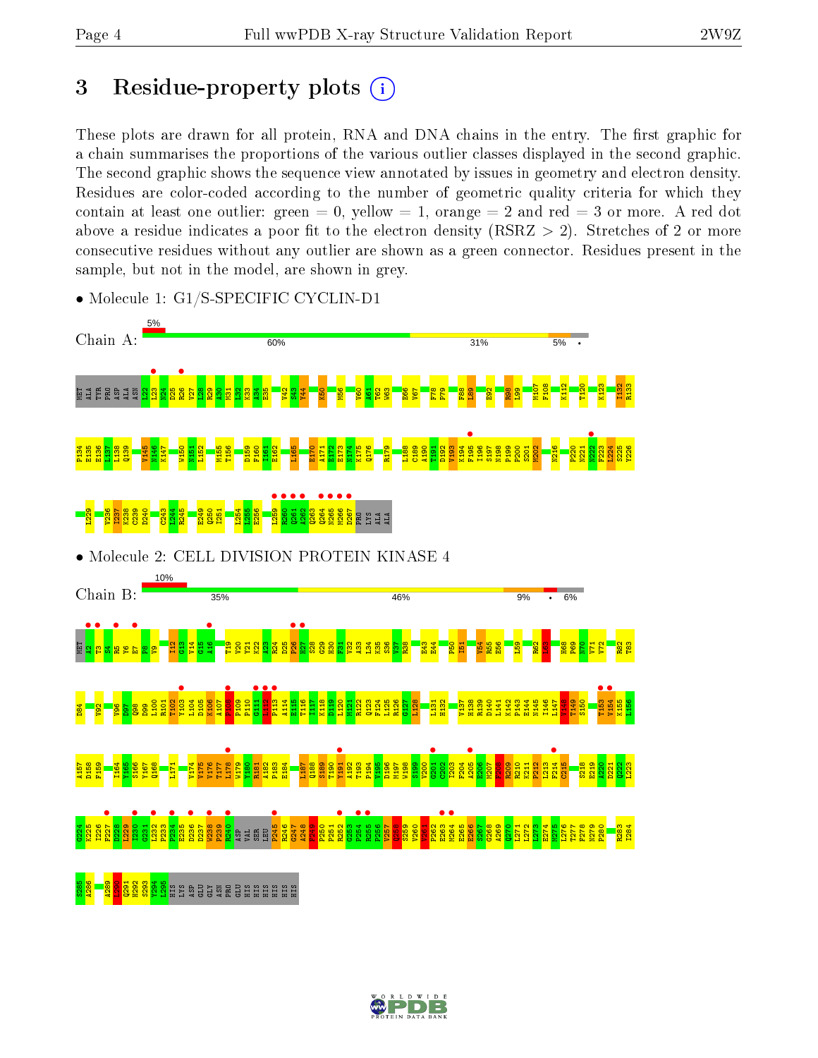# 3 Residue-property plots

These plots are drawn for all protein, RNA and DNA chains in the entry. The first graphic for a chain summarises the proportions of the various outlier classes displayed in the second graphic. The second graphic shows the sequence view annotated by issues in geometry and electron density. Residues are color-coded according to the number of geometric quality criteria for which they contain at least one outlier: green = 0, yellow = 1, orange = 2 and red = 3 or more. A red dot above a residue indicates a poor fit to the electron density (RSRZ > 2). Stretches of 2 or more consecutive residues without any outlier are shown as a green connector. Residues present in the sample, but not in the model, are shown in grey.

- Molecule 1: G1/S-SPECIFIC CYCLIN-D1

Chain A: 5% | 60% | 31% | 5% | •

- Molecule 2: CELL DIVISION PROTEIN KINASE 4

Chain B: 10% | 35% | 46% | 9% | • | 6%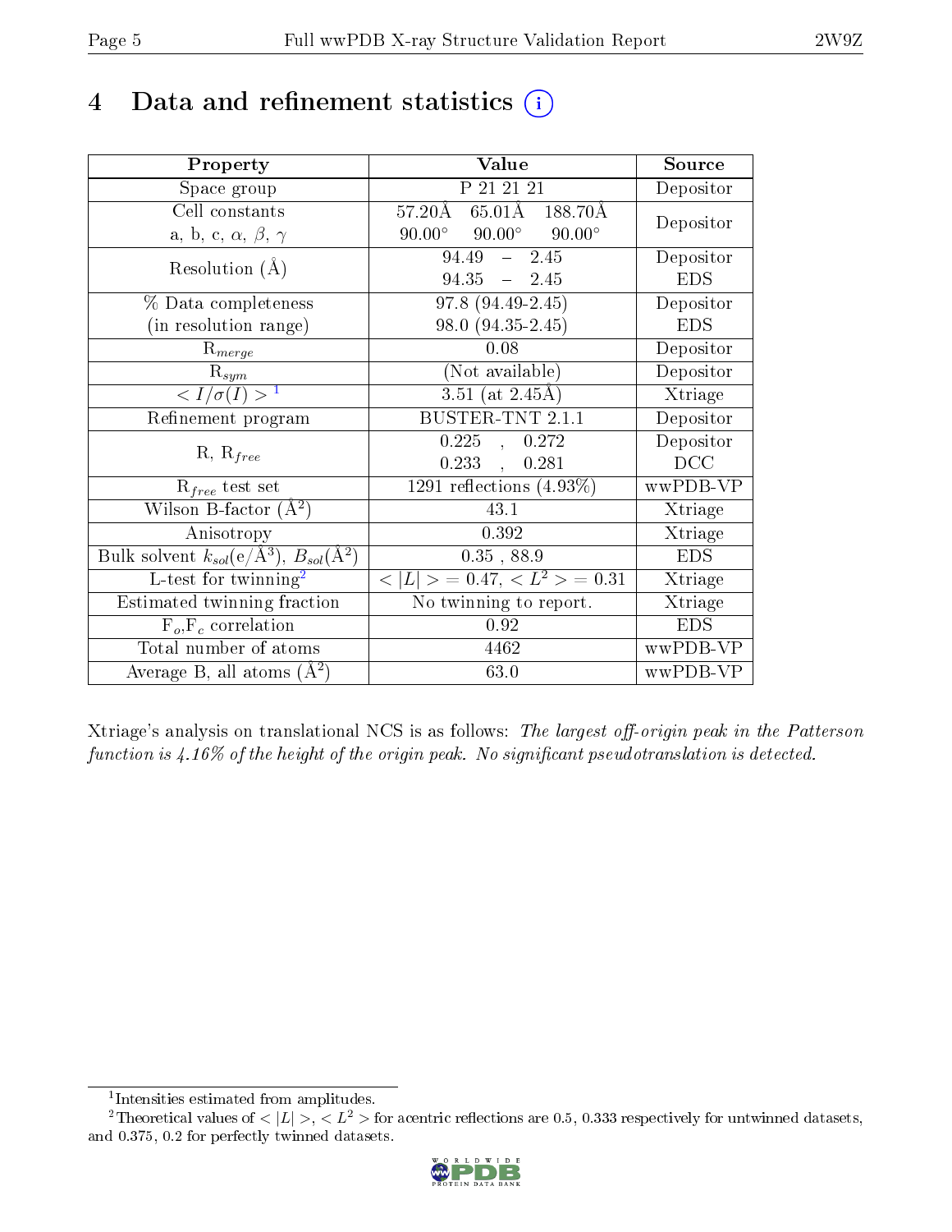# 4 Data and refinement statistics (i)

| Property | Value | Source |
|---|---|---|
| Space group | P 21 21 21 | Depositor |
| Cell constants<br>a, b, c, $\alpha$, $\beta$, $\gamma$ | 57.20Å 65.01Å 188.70Å<br>90.00° 90.00° 90.00° | Depositor |
| Resolution (Å) | 94.49 – 2.45<br>94.35 – 2.45 | Depositor<br>EDS |
| % Data completeness<br>(in resolution range) | 97.8 (94.49-2.45)<br>98.0 (94.35-2.45) | Depositor<br>EDS |
| $R_{merge}$ | 0.08 | Depositor |
| $R_{sym}$ | (Not available) | Depositor |
| $< I/\sigma(I) >$ [1] | 3.51 (at 2.45Å) | Xtriage |
| Refinement program | BUSTER-TNT 2.1.1 | Depositor |
| R, $R_{free}$ | 0.225 , 0.272<br>0.233 , 0.281 | Depositor<br>DCC |
| $R_{free}$ test set | 1291 reflections (4.93%) | wwPDB-VP |
| Wilson B-factor (Å$^2$) | 43.1 | Xtriage |
| Anisotropy | 0.392 | Xtriage |
| Bulk solvent $k_{sol}$(e/Å$^3$), $B_{sol}$(Å$^2$) | 0.35 , 88.9 | EDS |
| L-test for twinning[2] | $< \|L\| >$ = 0.47, $< L^2 >$ = 0.31 | Xtriage |
| Estimated twinning fraction | No twinning to report. | Xtriage |
| $F_o$,$F_c$ correlation | 0.92 | EDS |
| Total number of atoms | 4462 | wwPDB-VP |
| Average B, all atoms (Å$^2$) | 63.0 | wwPDB-VP |

Xtriage's analysis on translational NCS is as follows: *The largest off-origin peak in the Patterson function is 4.16% of the height of the origin peak. No significant pseudotranslation is detected.*

[1] Intensities estimated from amplitudes.

[2] Theoretical values of $< |L| >$, $< L^2 >$ for acentric reflections are 0.5, 0.333 respectively for untwinned datasets, and 0.375, 0.2 for perfectly twinned datasets.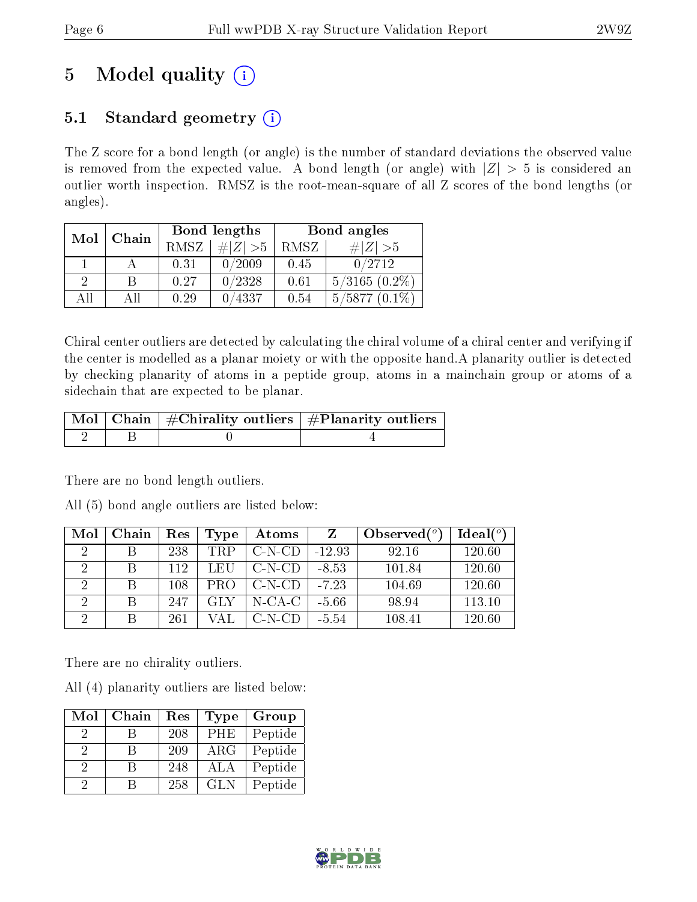# 5 Model quality (i)

## 5.1 Standard geometry (i)

The Z score for a bond length (or angle) is the number of standard deviations the observed value is removed from the expected value. A bond length (or angle) with $|Z| > 5$ is considered an outlier worth inspection. RMSZ is the root-mean-square of all Z scores of the bond lengths (or angles).

| Mol | Chain | Bond lengths | | Bond angles | |
|---|---|---|---|---|---|
| | | RMSZ | #$\|Z\|$ >5 | RMSZ | #$\|Z\|$ >5 |
| 1 | A | 0.31 | 0/2009 | 0.45 | 0/2712 |
| 2 | B | 0.27 | 0/2328 | 0.61 | 5/3165 (0.2%) |
| All | All | 0.29 | 0/4337 | 0.54 | 5/5877 (0.1%) |

Chiral center outliers are detected by calculating the chiral volume of a chiral center and verifying if the center is modelled as a planar moiety or with the opposite hand.A planarity outlier is detected by checking planarity of atoms in a peptide group, atoms in a mainchain group or atoms of a sidechain that are expected to be planar.

| Mol | Chain | #Chirality outliers | #Planarity outliers |
|---|---|---|---|
| 2 | B | 0 | 4 |

There are no bond length outliers.

All (5) bond angle outliers are listed below:

| Mol | Chain | Res | Type | Atoms | Z | Observed(°) | Ideal(°) |
|---|---|---|---|---|---|---|---|
| 2 | B | 238 | TRP | C-N-CD | -12.93 | 92.16 | 120.60 |
| 2 | B | 112 | LEU | C-N-CD | -8.53 | 101.84 | 120.60 |
| 2 | B | 108 | PRO | C-N-CD | -7.23 | 104.69 | 120.60 |
| 2 | B | 247 | GLY | N-CA-C | -5.66 | 98.94 | 113.10 |
| 2 | B | 261 | VAL | C-N-CD | -5.54 | 108.41 | 120.60 |

There are no chirality outliers.

All (4) planarity outliers are listed below:

| Mol | Chain | Res | Type | Group |
|---|---|---|---|---|
| 2 | B | 208 | PHE | Peptide |
| 2 | B | 209 | ARG | Peptide |
| 2 | B | 248 | ALA | Peptide |
| 2 | B | 258 | GLN | Peptide |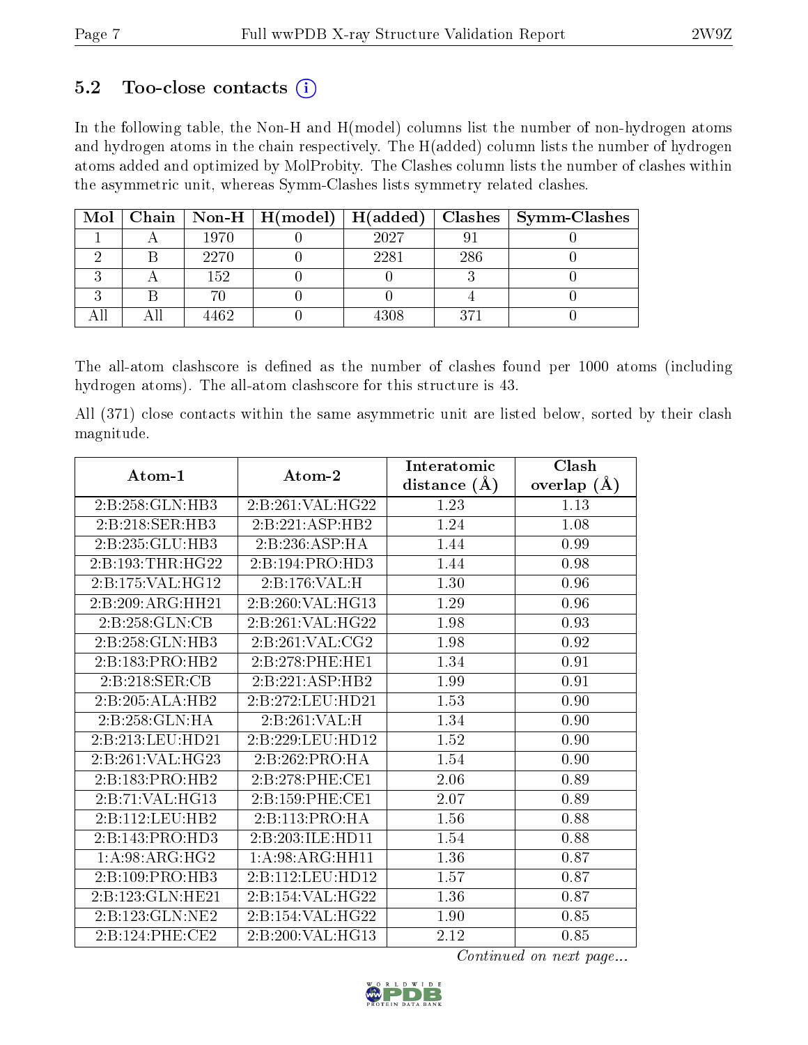## 5.2 Too-close contacts (i)

In the following table, the Non-H and H(model) columns list the number of non-hydrogen atoms and hydrogen atoms in the chain respectively. The H(added) column lists the number of hydrogen atoms added and optimized by MolProbity. The Clashes column lists the number of clashes within the asymmetric unit, whereas Symm-Clashes lists symmetry related clashes.

| Mol | Chain | Non-H | H(model) | H(added) | Clashes | Symm-Clashes |
|---|---|---|---|---|---|---|
| 1 | A | 1970 | 0 | 2027 | 91 | 0 |
| 2 | B | 2270 | 0 | 2281 | 286 | 0 |
| 3 | A | 152 | 0 | 0 | 3 | 0 |
| 3 | B | 70 | 0 | 0 | 4 | 0 |
| All | All | 4462 | 0 | 4308 | 371 | 0 |

The all-atom clashscore is defined as the number of clashes found per 1000 atoms (including hydrogen atoms). The all-atom clashscore for this structure is 43.

All (371) close contacts within the same asymmetric unit are listed below, sorted by their clash magnitude.

| Atom-1 | Atom-2 | Interatomic distance (Å) | Clash overlap (Å) |
|---|---|---|---|
| 2:B:258:GLN:HB3 | 2:B:261:VAL:HG22 | 1.23 | 1.13 |
| 2:B:218:SER:HB3 | 2:B:221:ASP:HB2 | 1.24 | 1.08 |
| 2:B:235:GLU:HB3 | 2:B:236:ASP:HA | 1.44 | 0.99 |
| 2:B:193:THR:HG22 | 2:B:194:PRO:HD3 | 1.44 | 0.98 |
| 2:B:175:VAL:HG12 | 2:B:176:VAL:H | 1.30 | 0.96 |
| 2:B:209:ARG:HH21 | 2:B:260:VAL:HG13 | 1.29 | 0.96 |
| 2:B:258:GLN:CB | 2:B:261:VAL:HG22 | 1.98 | 0.93 |
| 2:B:258:GLN:HB3 | 2:B:261:VAL:CG2 | 1.98 | 0.92 |
| 2:B:183:PRO:HB2 | 2:B:278:PHE:HE1 | 1.34 | 0.91 |
| 2:B:218:SER:CB | 2:B:221:ASP:HB2 | 1.99 | 0.91 |
| 2:B:205:ALA:HB2 | 2:B:272:LEU:HD21 | 1.53 | 0.90 |
| 2:B:258:GLN:HA | 2:B:261:VAL:H | 1.34 | 0.90 |
| 2:B:213:LEU:HD21 | 2:B:229:LEU:HD12 | 1.52 | 0.90 |
| 2:B:261:VAL:HG23 | 2:B:262:PRO:HA | 1.54 | 0.90 |
| 2:B:183:PRO:HB2 | 2:B:278:PHE:CE1 | 2.06 | 0.89 |
| 2:B:71:VAL:HG13 | 2:B:159:PHE:CE1 | 2.07 | 0.89 |
| 2:B:112:LEU:HB2 | 2:B:113:PRO:HA | 1.56 | 0.88 |
| 2:B:143:PRO:HD3 | 2:B:203:ILE:HD11 | 1.54 | 0.88 |
| 1:A:98:ARG:HG2 | 1:A:98:ARG:HH11 | 1.36 | 0.87 |
| 2:B:109:PRO:HB3 | 2:B:112:LEU:HD12 | 1.57 | 0.87 |
| 2:B:123:GLN:HE21 | 2:B:154:VAL:HG22 | 1.36 | 0.87 |
| 2:B:123:GLN:NE2 | 2:B:154:VAL:HG22 | 1.90 | 0.85 |
| 2:B:124:PHE:CE2 | 2:B:200:VAL:HG13 | 2.12 | 0.85 |

*Continued on next page...*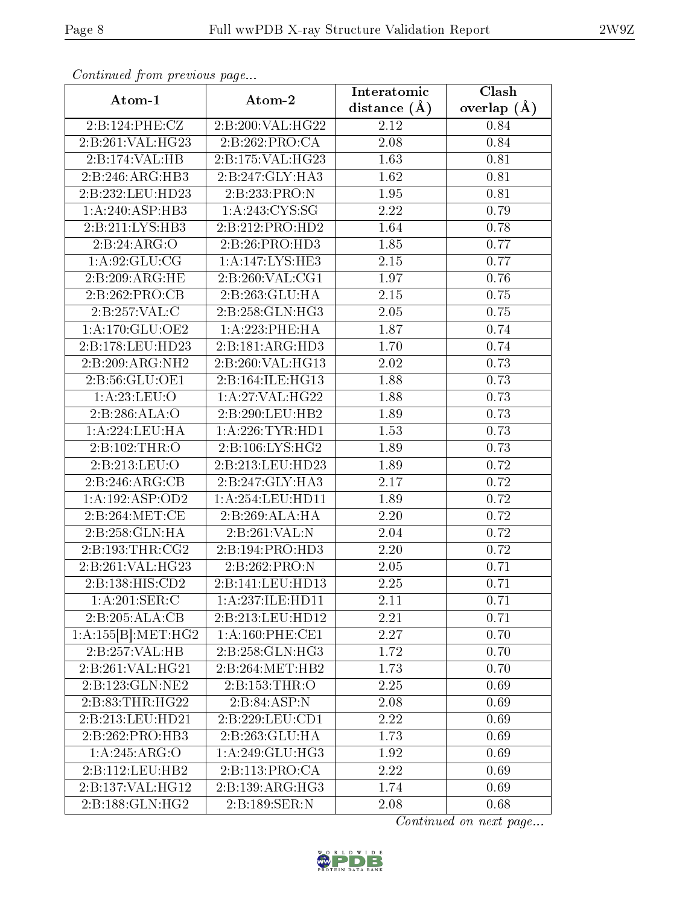*Continued from previous page...*

| Atom-1 | Atom-2 | Interatomic distance (Å) | Clash overlap (Å) |
|---|---|---|---|
| 2:B:124:PHE:CZ | 2:B:200:VAL:HG22 | 2.12 | 0.84 |
| 2:B:261:VAL:HG23 | 2:B:262:PRO:CA | 2.08 | 0.84 |
| 2:B:174:VAL:HB | 2:B:175:VAL:HG23 | 1.63 | 0.81 |
| 2:B:246:ARG:HB3 | 2:B:247:GLY:HA3 | 1.62 | 0.81 |
| 2:B:232:LEU:HD23 | 2:B:233:PRO:N | 1.95 | 0.81 |
| 1:A:240:ASP:HB3 | 1:A:243:CYS:SG | 2.22 | 0.79 |
| 2:B:211:LYS:HB3 | 2:B:212:PRO:HD2 | 1.64 | 0.78 |
| 2:B:24:ARG:O | 2:B:26:PRO:HD3 | 1.85 | 0.77 |
| 1:A:92:GLU:CG | 1:A:147:LYS:HE3 | 2.15 | 0.77 |
| 2:B:209:ARG:HE | 2:B:260:VAL:CG1 | 1.97 | 0.76 |
| 2:B:262:PRO:CB | 2:B:263:GLU:HA | 2.15 | 0.75 |
| 2:B:257:VAL:C | 2:B:258:GLN:HG3 | 2.05 | 0.75 |
| 1:A:170:GLU:OE2 | 1:A:223:PHE:HA | 1.87 | 0.74 |
| 2:B:178:LEU:HD23 | 2:B:181:ARG:HD3 | 1.70 | 0.74 |
| 2:B:209:ARG:NH2 | 2:B:260:VAL:HG13 | 2.02 | 0.73 |
| 2:B:56:GLU:OE1 | 2:B:164:ILE:HG13 | 1.88 | 0.73 |
| 1:A:23:LEU:O | 1:A:27:VAL:HG22 | 1.88 | 0.73 |
| 2:B:286:ALA:O | 2:B:290:LEU:HB2 | 1.89 | 0.73 |
| 1:A:224:LEU:HA | 1:A:226:TYR:HD1 | 1.53 | 0.73 |
| 2:B:102:THR:O | 2:B:106:LYS:HG2 | 1.89 | 0.73 |
| 2:B:213:LEU:O | 2:B:213:LEU:HD23 | 1.89 | 0.72 |
| 2:B:246:ARG:CB | 2:B:247:GLY:HA3 | 2.17 | 0.72 |
| 1:A:192:ASP:OD2 | 1:A:254:LEU:HD11 | 1.89 | 0.72 |
| 2:B:264:MET:CE | 2:B:269:ALA:HA | 2.20 | 0.72 |
| 2:B:258:GLN:HA | 2:B:261:VAL:N | 2.04 | 0.72 |
| 2:B:193:THR:CG2 | 2:B:194:PRO:HD3 | 2.20 | 0.72 |
| 2:B:261:VAL:HG23 | 2:B:262:PRO:N | 2.05 | 0.71 |
| 2:B:138:HIS:CD2 | 2:B:141:LEU:HD13 | 2.25 | 0.71 |
| 1:A:201:SER:C | 1:A:237:ILE:HD11 | 2.11 | 0.71 |
| 2:B:205:ALA:CB | 2:B:213:LEU:HD12 | 2.21 | 0.71 |
| 1:A:155[B]:MET:HG2 | 1:A:160:PHE:CE1 | 2.27 | 0.70 |
| 2:B:257:VAL:HB | 2:B:258:GLN:HG3 | 1.72 | 0.70 |
| 2:B:261:VAL:HG21 | 2:B:264:MET:HB2 | 1.73 | 0.70 |
| 2:B:123:GLN:NE2 | 2:B:153:THR:O | 2.25 | 0.69 |
| 2:B:83:THR:HG22 | 2:B:84:ASP:N | 2.08 | 0.69 |
| 2:B:213:LEU:HD21 | 2:B:229:LEU:CD1 | 2.22 | 0.69 |
| 2:B:262:PRO:HB3 | 2:B:263:GLU:HA | 1.73 | 0.69 |
| 1:A:245:ARG:O | 1:A:249:GLU:HG3 | 1.92 | 0.69 |
| 2:B:112:LEU:HB2 | 2:B:113:PRO:CA | 2.22 | 0.69 |
| 2:B:137:VAL:HG12 | 2:B:139:ARG:HG3 | 1.74 | 0.69 |
| 2:B:188:GLN:HG2 | 2:B:189:SER:N | 2.08 | 0.68 |

*Continued on next page...*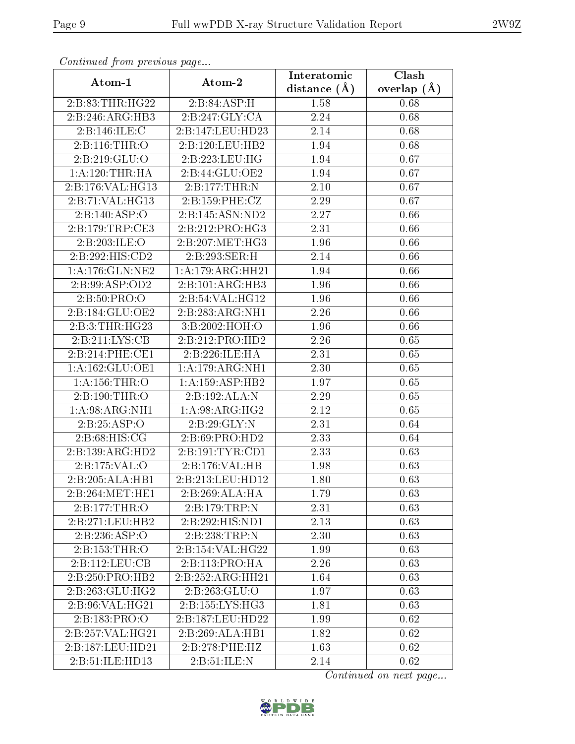*Continued from previous page...*

| Atom-1 | Atom-2 | Interatomic distance (Å) | Clash overlap (Å) |
|---|---|---|---|
| 2:B:83:THR:HG22 | 2:B:84:ASP:H | 1.58 | 0.68 |
| 2:B:246:ARG:HB3 | 2:B:247:GLY:CA | 2.24 | 0.68 |
| 2:B:146:ILE:C | 2:B:147:LEU:HD23 | 2.14 | 0.68 |
| 2:B:116:THR:O | 2:B:120:LEU:HB2 | 1.94 | 0.68 |
| 2:B:219:GLU:O | 2:B:223:LEU:HG | 1.94 | 0.67 |
| 1:A:120:THR:HA | 2:B:44:GLU:OE2 | 1.94 | 0.67 |
| 2:B:176:VAL:HG13 | 2:B:177:THR:N | 2.10 | 0.67 |
| 2:B:71:VAL:HG13 | 2:B:159:PHE:CZ | 2.29 | 0.67 |
| 2:B:140:ASP:O | 2:B:145:ASN:ND2 | 2.27 | 0.66 |
| 2:B:179:TRP:CE3 | 2:B:212:PRO:HG3 | 2.31 | 0.66 |
| 2:B:203:ILE:O | 2:B:207:MET:HG3 | 1.96 | 0.66 |
| 2:B:292:HIS:CD2 | 2:B:293:SER:H | 2.14 | 0.66 |
| 1:A:176:GLN:NE2 | 1:A:179:ARG:HH21 | 1.94 | 0.66 |
| 2:B:99:ASP:OD2 | 2:B:101:ARG:HB3 | 1.96 | 0.66 |
| 2:B:50:PRO:O | 2:B:54:VAL:HG12 | 1.96 | 0.66 |
| 2:B:184:GLU:OE2 | 2:B:283:ARG:NH1 | 2.26 | 0.66 |
| 2:B:3:THR:HG23 | 3:B:2002:HOH:O | 1.96 | 0.66 |
| 2:B:211:LYS:CB | 2:B:212:PRO:HD2 | 2.26 | 0.65 |
| 2:B:214:PHE:CE1 | 2:B:226:ILE:HA | 2.31 | 0.65 |
| 1:A:162:GLU:OE1 | 1:A:179:ARG:NH1 | 2.30 | 0.65 |
| 1:A:156:THR:O | 1:A:159:ASP:HB2 | 1.97 | 0.65 |
| 2:B:190:THR:O | 2:B:192:ALA:N | 2.29 | 0.65 |
| 1:A:98:ARG:NH1 | 1:A:98:ARG:HG2 | 2.12 | 0.65 |
| 2:B:25:ASP:O | 2:B:29:GLY:N | 2.31 | 0.64 |
| 2:B:68:HIS:CG | 2:B:69:PRO:HD2 | 2.33 | 0.64 |
| 2:B:139:ARG:HD2 | 2:B:191:TYR:CD1 | 2.33 | 0.63 |
| 2:B:175:VAL:O | 2:B:176:VAL:HB | 1.98 | 0.63 |
| 2:B:205:ALA:HB1 | 2:B:213:LEU:HD12 | 1.80 | 0.63 |
| 2:B:264:MET:HE1 | 2:B:269:ALA:HA | 1.79 | 0.63 |
| 2:B:177:THR:O | 2:B:179:TRP:N | 2.31 | 0.63 |
| 2:B:271:LEU:HB2 | 2:B:292:HIS:ND1 | 2.13 | 0.63 |
| 2:B:236:ASP:O | 2:B:238:TRP:N | 2.30 | 0.63 |
| 2:B:153:THR:O | 2:B:154:VAL:HG22 | 1.99 | 0.63 |
| 2:B:112:LEU:CB | 2:B:113:PRO:HA | 2.26 | 0.63 |
| 2:B:250:PRO:HB2 | 2:B:252:ARG:HH21 | 1.64 | 0.63 |
| 2:B:263:GLU:HG2 | 2:B:263:GLU:O | 1.97 | 0.63 |
| 2:B:96:VAL:HG21 | 2:B:155:LYS:HG3 | 1.81 | 0.63 |
| 2:B:183:PRO:O | 2:B:187:LEU:HD22 | 1.99 | 0.62 |
| 2:B:257:VAL:HG21 | 2:B:269:ALA:HB1 | 1.82 | 0.62 |
| 2:B:187:LEU:HD21 | 2:B:278:PHE:HZ | 1.63 | 0.62 |
| 2:B:51:ILE:HD13 | 2:B:51:ILE:N | 2.14 | 0.62 |

*Continued on next page...*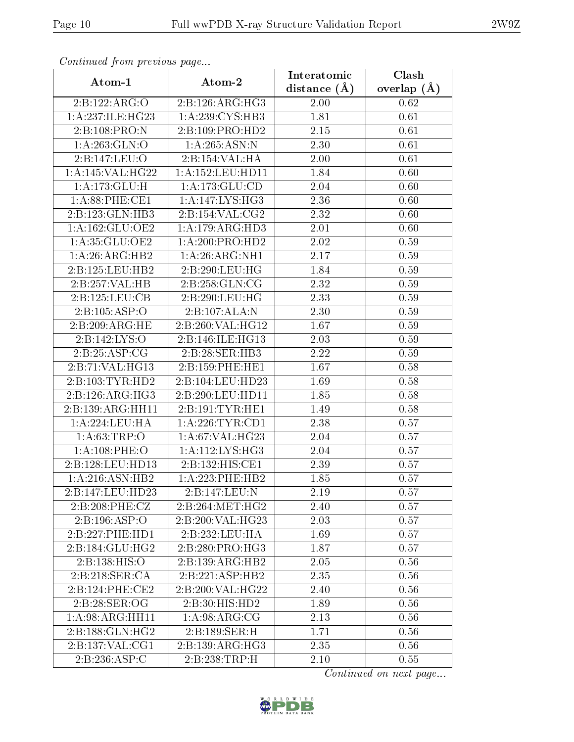*Continued from previous page...*

| Atom-1 | Atom-2 | Interatomic distance (Å) | Clash overlap (Å) |
| --- | --- | --- | --- |
| 2:B:122:ARG:O | 2:B:126:ARG:HG3 | 2.00 | 0.62 |
| 1:A:237:ILE:HG23 | 1:A:239:CYS:HB3 | 1.81 | 0.61 |
| 2:B:108:PRO:N | 2:B:109:PRO:HD2 | 2.15 | 0.61 |
| 1:A:263:GLN:O | 1:A:265:ASN:N | 2.30 | 0.61 |
| 2:B:147:LEU:O | 2:B:154:VAL:HA | 2.00 | 0.61 |
| 1:A:145:VAL:HG22 | 1:A:152:LEU:HD11 | 1.84 | 0.60 |
| 1:A:173:GLU:H | 1:A:173:GLU:CD | 2.04 | 0.60 |
| 1:A:88:PHE:CE1 | 1:A:147:LYS:HG3 | 2.36 | 0.60 |
| 2:B:123:GLN:HB3 | 2:B:154:VAL:CG2 | 2.32 | 0.60 |
| 1:A:162:GLU:OE2 | 1:A:179:ARG:HD3 | 2.01 | 0.60 |
| 1:A:35:GLU:OE2 | 1:A:200:PRO:HD2 | 2.02 | 0.59 |
| 1:A:26:ARG:HB2 | 1:A:26:ARG:NH1 | 2.17 | 0.59 |
| 2:B:125:LEU:HB2 | 2:B:290:LEU:HG | 1.84 | 0.59 |
| 2:B:257:VAL:HB | 2:B:258:GLN:CG | 2.32 | 0.59 |
| 2:B:125:LEU:CB | 2:B:290:LEU:HG | 2.33 | 0.59 |
| 2:B:105:ASP:O | 2:B:107:ALA:N | 2.30 | 0.59 |
| 2:B:209:ARG:HE | 2:B:260:VAL:HG12 | 1.67 | 0.59 |
| 2:B:142:LYS:O | 2:B:146:ILE:HG13 | 2.03 | 0.59 |
| 2:B:25:ASP:CG | 2:B:28:SER:HB3 | 2.22 | 0.59 |
| 2:B:71:VAL:HG13 | 2:B:159:PHE:HE1 | 1.67 | 0.58 |
| 2:B:103:TYR:HD2 | 2:B:104:LEU:HD23 | 1.69 | 0.58 |
| 2:B:126:ARG:HG3 | 2:B:290:LEU:HD11 | 1.85 | 0.58 |
| 2:B:139:ARG:HH11 | 2:B:191:TYR:HE1 | 1.49 | 0.58 |
| 1:A:224:LEU:HA | 1:A:226:TYR:CD1 | 2.38 | 0.57 |
| 1:A:63:TRP:O | 1:A:67:VAL:HG23 | 2.04 | 0.57 |
| 1:A:108:PHE:O | 1:A:112:LYS:HG3 | 2.04 | 0.57 |
| 2:B:128:LEU:HD13 | 2:B:132:HIS:CE1 | 2.39 | 0.57 |
| 1:A:216:ASN:HB2 | 1:A:223:PHE:HB2 | 1.85 | 0.57 |
| 2:B:147:LEU:HD23 | 2:B:147:LEU:N | 2.19 | 0.57 |
| 2:B:208:PHE:CZ | 2:B:264:MET:HG2 | 2.40 | 0.57 |
| 2:B:196:ASP:O | 2:B:200:VAL:HG23 | 2.03 | 0.57 |
| 2:B:227:PHE:HD1 | 2:B:232:LEU:HA | 1.69 | 0.57 |
| 2:B:184:GLU:HG2 | 2:B:280:PRO:HG3 | 1.87 | 0.57 |
| 2:B:138:HIS:O | 2:B:139:ARG:HB2 | 2.05 | 0.56 |
| 2:B:218:SER:CA | 2:B:221:ASP:HB2 | 2.35 | 0.56 |
| 2:B:124:PHE:CE2 | 2:B:200:VAL:HG22 | 2.40 | 0.56 |
| 2:B:28:SER:OG | 2:B:30:HIS:HD2 | 1.89 | 0.56 |
| 1:A:98:ARG:HH11 | 1:A:98:ARG:CG | 2.13 | 0.56 |
| 2:B:188:GLN:HG2 | 2:B:189:SER:H | 1.71 | 0.56 |
| 2:B:137:VAL:CG1 | 2:B:139:ARG:HG3 | 2.35 | 0.56 |
| 2:B:236:ASP:C | 2:B:238:TRP:H | 2.10 | 0.55 |

*Continued on next page...*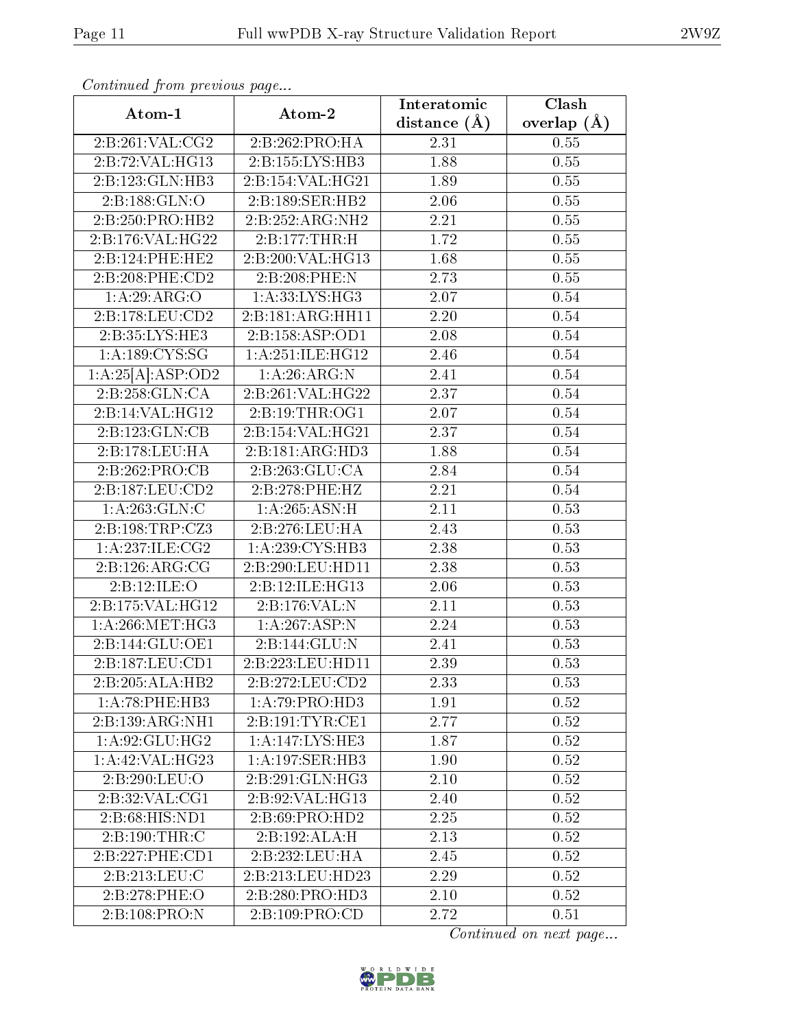*Continued from previous page...*

| Atom-1 | Atom-2 | Interatomic distance (Å) | Clash overlap (Å) |
|---|---|---|---|
| 2:B:261:VAL:CG2 | 2:B:262:PRO:HA | 2.31 | 0.55 |
| 2:B:72:VAL:HG13 | 2:B:155:LYS:HB3 | 1.88 | 0.55 |
| 2:B:123:GLN:HB3 | 2:B:154:VAL:HG21 | 1.89 | 0.55 |
| 2:B:188:GLN:O | 2:B:189:SER:HB2 | 2.06 | 0.55 |
| 2:B:250:PRO:HB2 | 2:B:252:ARG:NH2 | 2.21 | 0.55 |
| 2:B:176:VAL:HG22 | 2:B:177:THR:H | 1.72 | 0.55 |
| 2:B:124:PHE:HE2 | 2:B:200:VAL:HG13 | 1.68 | 0.55 |
| 2:B:208:PHE:CD2 | 2:B:208:PHE:N | 2.73 | 0.55 |
| 1:A:29:ARG:O | 1:A:33:LYS:HG3 | 2.07 | 0.54 |
| 2:B:178:LEU:CD2 | 2:B:181:ARG:HH11 | 2.20 | 0.54 |
| 2:B:35:LYS:HE3 | 2:B:158:ASP:OD1 | 2.08 | 0.54 |
| 1:A:189:CYS:SG | 1:A:251:ILE:HG12 | 2.46 | 0.54 |
| 1:A:25[A]:ASP:OD2 | 1:A:26:ARG:N | 2.41 | 0.54 |
| 2:B:258:GLN:CA | 2:B:261:VAL:HG22 | 2.37 | 0.54 |
| 2:B:14:VAL:HG12 | 2:B:19:THR:OG1 | 2.07 | 0.54 |
| 2:B:123:GLN:CB | 2:B:154:VAL:HG21 | 2.37 | 0.54 |
| 2:B:178:LEU:HA | 2:B:181:ARG:HD3 | 1.88 | 0.54 |
| 2:B:262:PRO:CB | 2:B:263:GLU:CA | 2.84 | 0.54 |
| 2:B:187:LEU:CD2 | 2:B:278:PHE:HZ | 2.21 | 0.54 |
| 1:A:263:GLN:C | 1:A:265:ASN:H | 2.11 | 0.53 |
| 2:B:198:TRP:CZ3 | 2:B:276:LEU:HA | 2.43 | 0.53 |
| 1:A:237:ILE:CG2 | 1:A:239:CYS:HB3 | 2.38 | 0.53 |
| 2:B:126:ARG:CG | 2:B:290:LEU:HD11 | 2.38 | 0.53 |
| 2:B:12:ILE:O | 2:B:12:ILE:HG13 | 2.06 | 0.53 |
| 2:B:175:VAL:HG12 | 2:B:176:VAL:N | 2.11 | 0.53 |
| 1:A:266:MET:HG3 | 1:A:267:ASP:N | 2.24 | 0.53 |
| 2:B:144:GLU:OE1 | 2:B:144:GLU:N | 2.41 | 0.53 |
| 2:B:187:LEU:CD1 | 2:B:223:LEU:HD11 | 2.39 | 0.53 |
| 2:B:205:ALA:HB2 | 2:B:272:LEU:CD2 | 2.33 | 0.53 |
| 1:A:78:PHE:HB3 | 1:A:79:PRO:HD3 | 1.91 | 0.52 |
| 2:B:139:ARG:NH1 | 2:B:191:TYR:CE1 | 2.77 | 0.52 |
| 1:A:92:GLU:HG2 | 1:A:147:LYS:HE3 | 1.87 | 0.52 |
| 1:A:42:VAL:HG23 | 1:A:197:SER:HB3 | 1.90 | 0.52 |
| 2:B:290:LEU:O | 2:B:291:GLN:HG3 | 2.10 | 0.52 |
| 2:B:32:VAL:CG1 | 2:B:92:VAL:HG13 | 2.40 | 0.52 |
| 2:B:68:HIS:ND1 | 2:B:69:PRO:HD2 | 2.25 | 0.52 |
| 2:B:190:THR:C | 2:B:192:ALA:H | 2.13 | 0.52 |
| 2:B:227:PHE:CD1 | 2:B:232:LEU:HA | 2.45 | 0.52 |
| 2:B:213:LEU:C | 2:B:213:LEU:HD23 | 2.29 | 0.52 |
| 2:B:278:PHE:O | 2:B:280:PRO:HD3 | 2.10 | 0.52 |
| 2:B:108:PRO:N | 2:B:109:PRO:CD | 2.72 | 0.51 |

*Continued on next page...*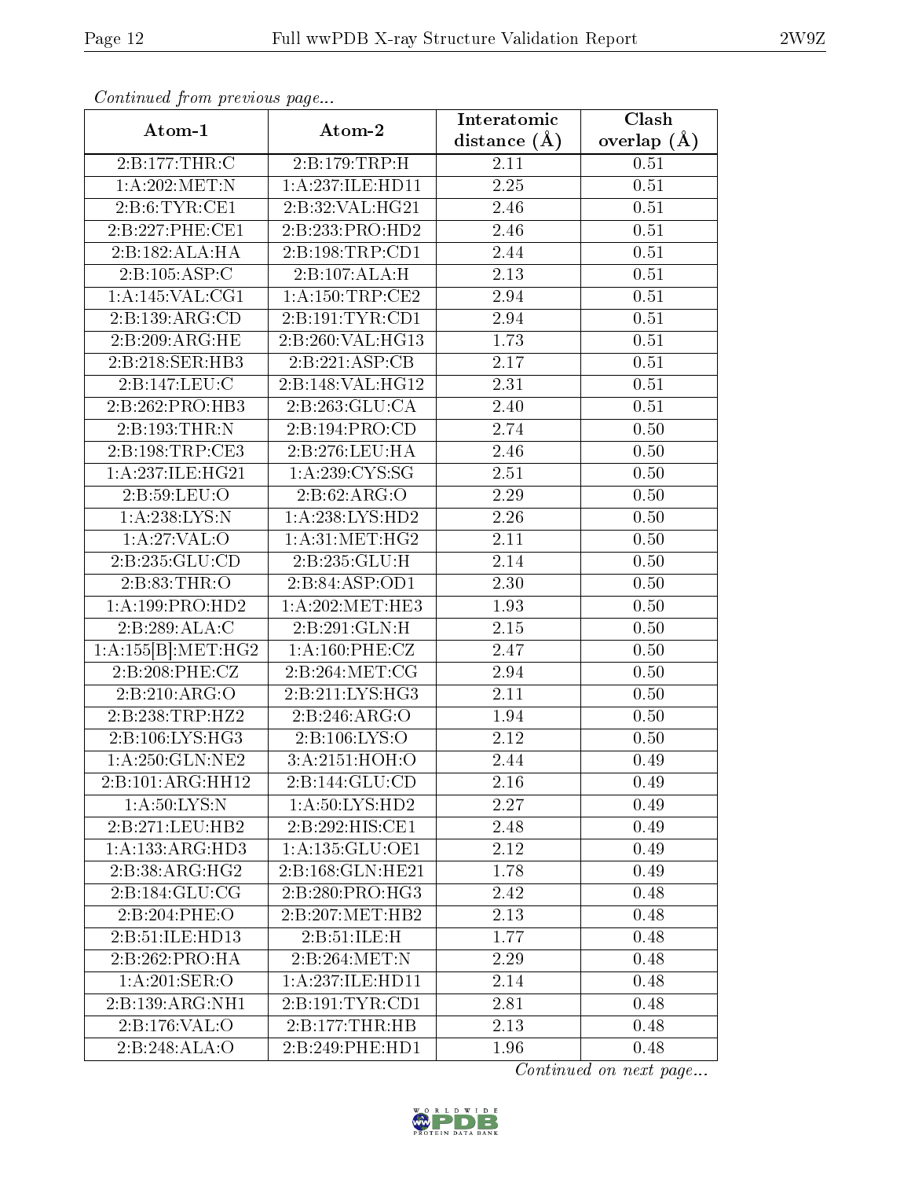*Continued from previous page...*

| Atom-1 | Atom-2 | Interatomic distance (Å) | Clash overlap (Å) |
|---|---|---|---|
| 2:B:177:THR:C | 2:B:179:TRP:H | 2.11 | 0.51 |
| 1:A:202:MET:N | 1:A:237:ILE:HD11 | 2.25 | 0.51 |
| 2:B:6:TYR:CE1 | 2:B:32:VAL:HG21 | 2.46 | 0.51 |
| 2:B:227:PHE:CE1 | 2:B:233:PRO:HD2 | 2.46 | 0.51 |
| 2:B:182:ALA:HA | 2:B:198:TRP:CD1 | 2.44 | 0.51 |
| 2:B:105:ASP:C | 2:B:107:ALA:H | 2.13 | 0.51 |
| 1:A:145:VAL:CG1 | 1:A:150:TRP:CE2 | 2.94 | 0.51 |
| 2:B:139:ARG:CD | 2:B:191:TYR:CD1 | 2.94 | 0.51 |
| 2:B:209:ARG:HE | 2:B:260:VAL:HG13 | 1.73 | 0.51 |
| 2:B:218:SER:HB3 | 2:B:221:ASP:CB | 2.17 | 0.51 |
| 2:B:147:LEU:C | 2:B:148:VAL:HG12 | 2.31 | 0.51 |
| 2:B:262:PRO:HB3 | 2:B:263:GLU:CA | 2.40 | 0.51 |
| 2:B:193:THR:N | 2:B:194:PRO:CD | 2.74 | 0.50 |
| 2:B:198:TRP:CE3 | 2:B:276:LEU:HA | 2.46 | 0.50 |
| 1:A:237:ILE:HG21 | 1:A:239:CYS:SG | 2.51 | 0.50 |
| 2:B:59:LEU:O | 2:B:62:ARG:O | 2.29 | 0.50 |
| 1:A:238:LYS:N | 1:A:238:LYS:HD2 | 2.26 | 0.50 |
| 1:A:27:VAL:O | 1:A:31:MET:HG2 | 2.11 | 0.50 |
| 2:B:235:GLU:CD | 2:B:235:GLU:H | 2.14 | 0.50 |
| 2:B:83:THR:O | 2:B:84:ASP:OD1 | 2.30 | 0.50 |
| 1:A:199:PRO:HD2 | 1:A:202:MET:HE3 | 1.93 | 0.50 |
| 2:B:289:ALA:C | 2:B:291:GLN:H | 2.15 | 0.50 |
| 1:A:155[B]:MET:HG2 | 1:A:160:PHE:CZ | 2.47 | 0.50 |
| 2:B:208:PHE:CZ | 2:B:264:MET:CG | 2.94 | 0.50 |
| 2:B:210:ARG:O | 2:B:211:LYS:HG3 | 2.11 | 0.50 |
| 2:B:238:TRP:HZ2 | 2:B:246:ARG:O | 1.94 | 0.50 |
| 2:B:106:LYS:HG3 | 2:B:106:LYS:O | 2.12 | 0.50 |
| 1:A:250:GLN:NE2 | 3:A:2151:HOH:O | 2.44 | 0.49 |
| 2:B:101:ARG:HH12 | 2:B:144:GLU:CD | 2.16 | 0.49 |
| 1:A:50:LYS:N | 1:A:50:LYS:HD2 | 2.27 | 0.49 |
| 2:B:271:LEU:HB2 | 2:B:292:HIS:CE1 | 2.48 | 0.49 |
| 1:A:133:ARG:HD3 | 1:A:135:GLU:OE1 | 2.12 | 0.49 |
| 2:B:38:ARG:HG2 | 2:B:168:GLN:HE21 | 1.78 | 0.49 |
| 2:B:184:GLU:CG | 2:B:280:PRO:HG3 | 2.42 | 0.48 |
| 2:B:204:PHE:O | 2:B:207:MET:HB2 | 2.13 | 0.48 |
| 2:B:51:ILE:HD13 | 2:B:51:ILE:H | 1.77 | 0.48 |
| 2:B:262:PRO:HA | 2:B:264:MET:N | 2.29 | 0.48 |
| 1:A:201:SER:O | 1:A:237:ILE:HD11 | 2.14 | 0.48 |
| 2:B:139:ARG:NH1 | 2:B:191:TYR:CD1 | 2.81 | 0.48 |
| 2:B:176:VAL:O | 2:B:177:THR:HB | 2.13 | 0.48 |
| 2:B:248:ALA:O | 2:B:249:PHE:HD1 | 1.96 | 0.48 |

*Continued on next page...*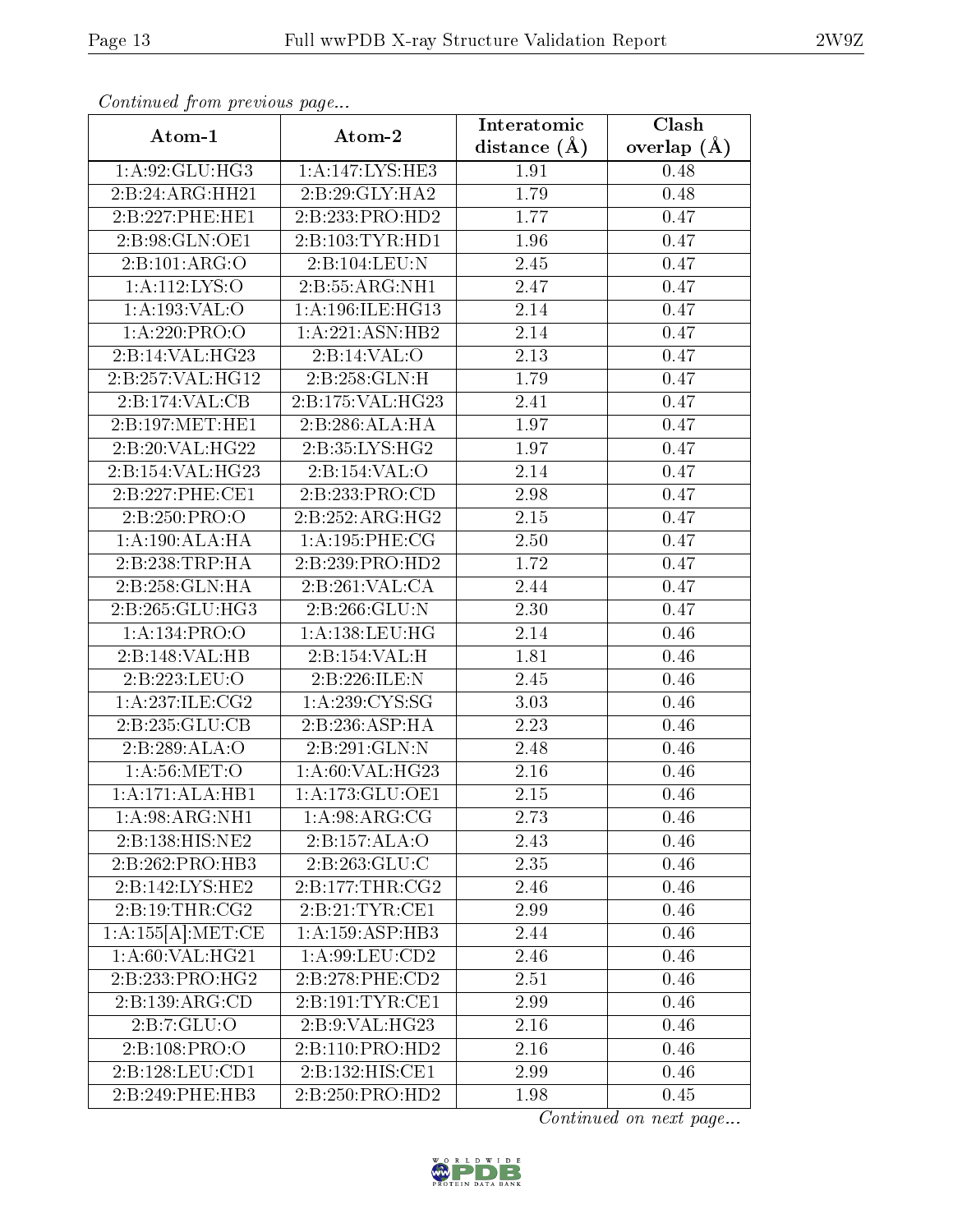*Continued from previous page...*

| Atom-1 | Atom-2 | Interatomic distance (Å) | Clash overlap (Å) |
|---|---|---|---|
| 1:A:92:GLU:HG3 | 1:A:147:LYS:HE3 | 1.91 | 0.48 |
| 2:B:24:ARG:HH21 | 2:B:29:GLY:HA2 | 1.79 | 0.48 |
| 2:B:227:PHE:HE1 | 2:B:233:PRO:HD2 | 1.77 | 0.47 |
| 2:B:98:GLN:OE1 | 2:B:103:TYR:HD1 | 1.96 | 0.47 |
| 2:B:101:ARG:O | 2:B:104:LEU:N | 2.45 | 0.47 |
| 1:A:112:LYS:O | 2:B:55:ARG:NH1 | 2.47 | 0.47 |
| 1:A:193:VAL:O | 1:A:196:ILE:HG13 | 2.14 | 0.47 |
| 1:A:220:PRO:O | 1:A:221:ASN:HB2 | 2.14 | 0.47 |
| 2:B:14:VAL:HG23 | 2:B:14:VAL:O | 2.13 | 0.47 |
| 2:B:257:VAL:HG12 | 2:B:258:GLN:H | 1.79 | 0.47 |
| 2:B:174:VAL:CB | 2:B:175:VAL:HG23 | 2.41 | 0.47 |
| 2:B:197:MET:HE1 | 2:B:286:ALA:HA | 1.97 | 0.47 |
| 2:B:20:VAL:HG22 | 2:B:35:LYS:HG2 | 1.97 | 0.47 |
| 2:B:154:VAL:HG23 | 2:B:154:VAL:O | 2.14 | 0.47 |
| 2:B:227:PHE:CE1 | 2:B:233:PRO:CD | 2.98 | 0.47 |
| 2:B:250:PRO:O | 2:B:252:ARG:HG2 | 2.15 | 0.47 |
| 1:A:190:ALA:HA | 1:A:195:PHE:CG | 2.50 | 0.47 |
| 2:B:238:TRP:HA | 2:B:239:PRO:HD2 | 1.72 | 0.47 |
| 2:B:258:GLN:HA | 2:B:261:VAL:CA | 2.44 | 0.47 |
| 2:B:265:GLU:HG3 | 2:B:266:GLU:N | 2.30 | 0.47 |
| 1:A:134:PRO:O | 1:A:138:LEU:HG | 2.14 | 0.46 |
| 2:B:148:VAL:HB | 2:B:154:VAL:H | 1.81 | 0.46 |
| 2:B:223:LEU:O | 2:B:226:ILE:N | 2.45 | 0.46 |
| 1:A:237:ILE:CG2 | 1:A:239:CYS:SG | 3.03 | 0.46 |
| 2:B:235:GLU:CB | 2:B:236:ASP:HA | 2.23 | 0.46 |
| 2:B:289:ALA:O | 2:B:291:GLN:N | 2.48 | 0.46 |
| 1:A:56:MET:O | 1:A:60:VAL:HG23 | 2.16 | 0.46 |
| 1:A:171:ALA:HB1 | 1:A:173:GLU:OE1 | 2.15 | 0.46 |
| 1:A:98:ARG:NH1 | 1:A:98:ARG:CG | 2.73 | 0.46 |
| 2:B:138:HIS:NE2 | 2:B:157:ALA:O | 2.43 | 0.46 |
| 2:B:262:PRO:HB3 | 2:B:263:GLU:C | 2.35 | 0.46 |
| 2:B:142:LYS:HE2 | 2:B:177:THR:CG2 | 2.46 | 0.46 |
| 2:B:19:THR:CG2 | 2:B:21:TYR:CE1 | 2.99 | 0.46 |
| 1:A:155[A]:MET:CE | 1:A:159:ASP:HB3 | 2.44 | 0.46 |
| 1:A:60:VAL:HG21 | 1:A:99:LEU:CD2 | 2.46 | 0.46 |
| 2:B:233:PRO:HG2 | 2:B:278:PHE:CD2 | 2.51 | 0.46 |
| 2:B:139:ARG:CD | 2:B:191:TYR:CE1 | 2.99 | 0.46 |
| 2:B:7:GLU:O | 2:B:9:VAL:HG23 | 2.16 | 0.46 |
| 2:B:108:PRO:O | 2:B:110:PRO:HD2 | 2.16 | 0.46 |
| 2:B:128:LEU:CD1 | 2:B:132:HIS:CE1 | 2.99 | 0.46 |
| 2:B:249:PHE:HB3 | 2:B:250:PRO:HD2 | 1.98 | 0.45 |

*Continued on next page...*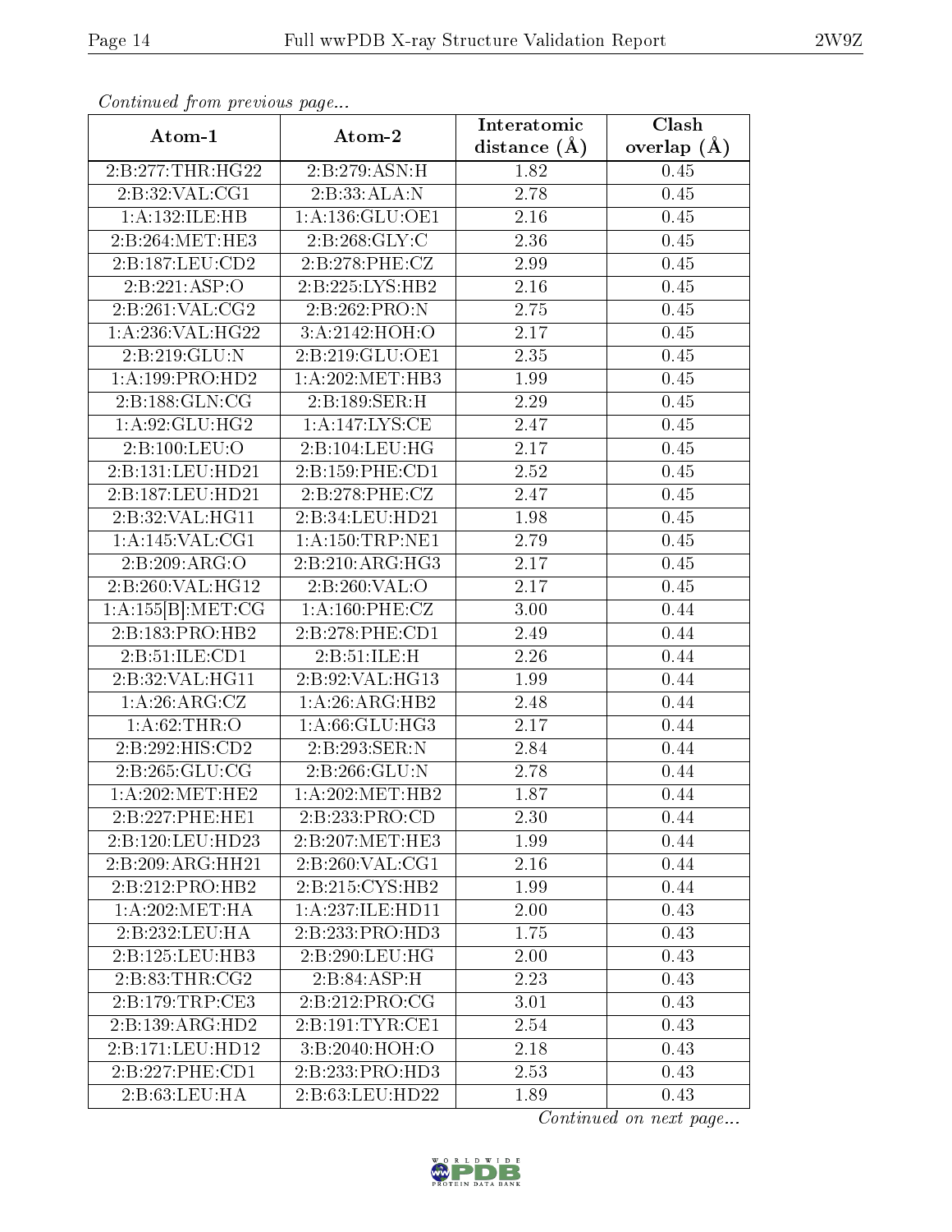*Continued from previous page...*

| Atom-1 | Atom-2 | Interatomic distance (Å) | Clash overlap (Å) |
|---|---|---|---|
| 2:B:277:THR:HG22 | 2:B:279:ASN:H | 1.82 | 0.45 |
| 2:B:32:VAL:CG1 | 2:B:33:ALA:N | 2.78 | 0.45 |
| 1:A:132:ILE:HB | 1:A:136:GLU:OE1 | 2.16 | 0.45 |
| 2:B:264:MET:HE3 | 2:B:268:GLY:C | 2.36 | 0.45 |
| 2:B:187:LEU:CD2 | 2:B:278:PHE:CZ | 2.99 | 0.45 |
| 2:B:221:ASP:O | 2:B:225:LYS:HB2 | 2.16 | 0.45 |
| 2:B:261:VAL:CG2 | 2:B:262:PRO:N | 2.75 | 0.45 |
| 1:A:236:VAL:HG22 | 3:A:2142:HOH:O | 2.17 | 0.45 |
| 2:B:219:GLU:N | 2:B:219:GLU:OE1 | 2.35 | 0.45 |
| 1:A:199:PRO:HD2 | 1:A:202:MET:HB3 | 1.99 | 0.45 |
| 2:B:188:GLN:CG | 2:B:189:SER:H | 2.29 | 0.45 |
| 1:A:92:GLU:HG2 | 1:A:147:LYS:CE | 2.47 | 0.45 |
| 2:B:100:LEU:O | 2:B:104:LEU:HG | 2.17 | 0.45 |
| 2:B:131:LEU:HD21 | 2:B:159:PHE:CD1 | 2.52 | 0.45 |
| 2:B:187:LEU:HD21 | 2:B:278:PHE:CZ | 2.47 | 0.45 |
| 2:B:32:VAL:HG11 | 2:B:34:LEU:HD21 | 1.98 | 0.45 |
| 1:A:145:VAL:CG1 | 1:A:150:TRP:NE1 | 2.79 | 0.45 |
| 2:B:209:ARG:O | 2:B:210:ARG:HG3 | 2.17 | 0.45 |
| 2:B:260:VAL:HG12 | 2:B:260:VAL:O | 2.17 | 0.45 |
| 1:A:155[B]:MET:CG | 1:A:160:PHE:CZ | 3.00 | 0.44 |
| 2:B:183:PRO:HB2 | 2:B:278:PHE:CD1 | 2.49 | 0.44 |
| 2:B:51:ILE:CD1 | 2:B:51:ILE:H | 2.26 | 0.44 |
| 2:B:32:VAL:HG11 | 2:B:92:VAL:HG13 | 1.99 | 0.44 |
| 1:A:26:ARG:CZ | 1:A:26:ARG:HB2 | 2.48 | 0.44 |
| 1:A:62:THR:O | 1:A:66:GLU:HG3 | 2.17 | 0.44 |
| 2:B:292:HIS:CD2 | 2:B:293:SER:N | 2.84 | 0.44 |
| 2:B:265:GLU:CG | 2:B:266:GLU:N | 2.78 | 0.44 |
| 1:A:202:MET:HE2 | 1:A:202:MET:HB2 | 1.87 | 0.44 |
| 2:B:227:PHE:HE1 | 2:B:233:PRO:CD | 2.30 | 0.44 |
| 2:B:120:LEU:HD23 | 2:B:207:MET:HE3 | 1.99 | 0.44 |
| 2:B:209:ARG:HH21 | 2:B:260:VAL:CG1 | 2.16 | 0.44 |
| 2:B:212:PRO:HB2 | 2:B:215:CYS:HB2 | 1.99 | 0.44 |
| 1:A:202:MET:HA | 1:A:237:ILE:HD11 | 2.00 | 0.43 |
| 2:B:232:LEU:HA | 2:B:233:PRO:HD3 | 1.75 | 0.43 |
| 2:B:125:LEU:HB3 | 2:B:290:LEU:HG | 2.00 | 0.43 |
| 2:B:83:THR:CG2 | 2:B:84:ASP:H | 2.23 | 0.43 |
| 2:B:179:TRP:CE3 | 2:B:212:PRO:CG | 3.01 | 0.43 |
| 2:B:139:ARG:HD2 | 2:B:191:TYR:CE1 | 2.54 | 0.43 |
| 2:B:171:LEU:HD12 | 3:B:2040:HOH:O | 2.18 | 0.43 |
| 2:B:227:PHE:CD1 | 2:B:233:PRO:HD3 | 2.53 | 0.43 |
| 2:B:63:LEU:HA | 2:B:63:LEU:HD22 | 1.89 | 0.43 |

*Continued on next page...*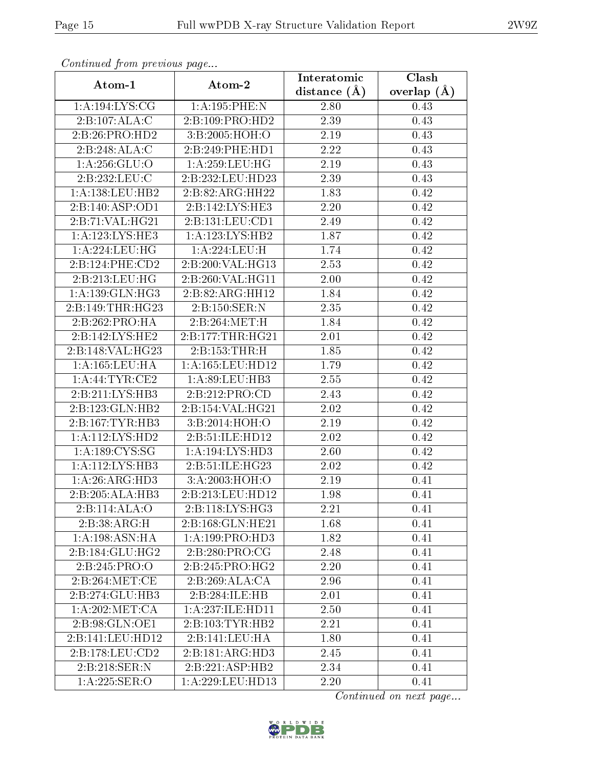*Continued from previous page...*

| Atom-1 | Atom-2 | Interatomic distance (Å) | Clash overlap (Å) |
|---|---|---|---|
| 1:A:194:LYS:CG | 1:A:195:PHE:N | 2.80 | 0.43 |
| 2:B:107:ALA:C | 2:B:109:PRO:HD2 | 2.39 | 0.43 |
| 2:B:26:PRO:HD2 | 3:B:2005:HOH:O | 2.19 | 0.43 |
| 2:B:248:ALA:C | 2:B:249:PHE:HD1 | 2.22 | 0.43 |
| 1:A:256:GLU:O | 1:A:259:LEU:HG | 2.19 | 0.43 |
| 2:B:232:LEU:C | 2:B:232:LEU:HD23 | 2.39 | 0.43 |
| 1:A:138:LEU:HB2 | 2:B:82:ARG:HH22 | 1.83 | 0.42 |
| 2:B:140:ASP:OD1 | 2:B:142:LYS:HE3 | 2.20 | 0.42 |
| 2:B:71:VAL:HG21 | 2:B:131:LEU:CD1 | 2.49 | 0.42 |
| 1:A:123:LYS:HE3 | 1:A:123:LYS:HB2 | 1.87 | 0.42 |
| 1:A:224:LEU:HG | 1:A:224:LEU:H | 1.74 | 0.42 |
| 2:B:124:PHE:CD2 | 2:B:200:VAL:HG13 | 2.53 | 0.42 |
| 2:B:213:LEU:HG | 2:B:260:VAL:HG11 | 2.00 | 0.42 |
| 1:A:139:GLN:HG3 | 2:B:82:ARG:HH12 | 1.84 | 0.42 |
| 2:B:149:THR:HG23 | 2:B:150:SER:N | 2.35 | 0.42 |
| 2:B:262:PRO:HA | 2:B:264:MET:H | 1.84 | 0.42 |
| 2:B:142:LYS:HE2 | 2:B:177:THR:HG21 | 2.01 | 0.42 |
| 2:B:148:VAL:HG23 | 2:B:153:THR:H | 1.85 | 0.42 |
| 1:A:165:LEU:HA | 1:A:165:LEU:HD12 | 1.79 | 0.42 |
| 1:A:44:TYR:CE2 | 1:A:89:LEU:HB3 | 2.55 | 0.42 |
| 2:B:211:LYS:HB3 | 2:B:212:PRO:CD | 2.43 | 0.42 |
| 2:B:123:GLN:HB2 | 2:B:154:VAL:HG21 | 2.02 | 0.42 |
| 2:B:167:TYR:HB3 | 3:B:2014:HOH:O | 2.19 | 0.42 |
| 1:A:112:LYS:HD2 | 2:B:51:ILE:HD12 | 2.02 | 0.42 |
| 1:A:189:CYS:SG | 1:A:194:LYS:HD3 | 2.60 | 0.42 |
| 1:A:112:LYS:HB3 | 2:B:51:ILE:HG23 | 2.02 | 0.42 |
| 1:A:26:ARG:HD3 | 3:A:2003:HOH:O | 2.19 | 0.41 |
| 2:B:205:ALA:HB3 | 2:B:213:LEU:HD12 | 1.98 | 0.41 |
| 2:B:114:ALA:O | 2:B:118:LYS:HG3 | 2.21 | 0.41 |
| 2:B:38:ARG:H | 2:B:168:GLN:HE21 | 1.68 | 0.41 |
| 1:A:198:ASN:HA | 1:A:199:PRO:HD3 | 1.82 | 0.41 |
| 2:B:184:GLU:HG2 | 2:B:280:PRO:CG | 2.48 | 0.41 |
| 2:B:245:PRO:O | 2:B:245:PRO:HG2 | 2.20 | 0.41 |
| 2:B:264:MET:CE | 2:B:269:ALA:CA | 2.96 | 0.41 |
| 2:B:274:GLU:HB3 | 2:B:284:ILE:HB | 2.01 | 0.41 |
| 1:A:202:MET:CA | 1:A:237:ILE:HD11 | 2.50 | 0.41 |
| 2:B:98:GLN:OE1 | 2:B:103:TYR:HB2 | 2.21 | 0.41 |
| 2:B:141:LEU:HD12 | 2:B:141:LEU:HA | 1.80 | 0.41 |
| 2:B:178:LEU:CD2 | 2:B:181:ARG:HD3 | 2.45 | 0.41 |
| 2:B:218:SER:N | 2:B:221:ASP:HB2 | 2.34 | 0.41 |
| 1:A:225:SER:O | 1:A:229:LEU:HD13 | 2.20 | 0.41 |

*Continued on next page...*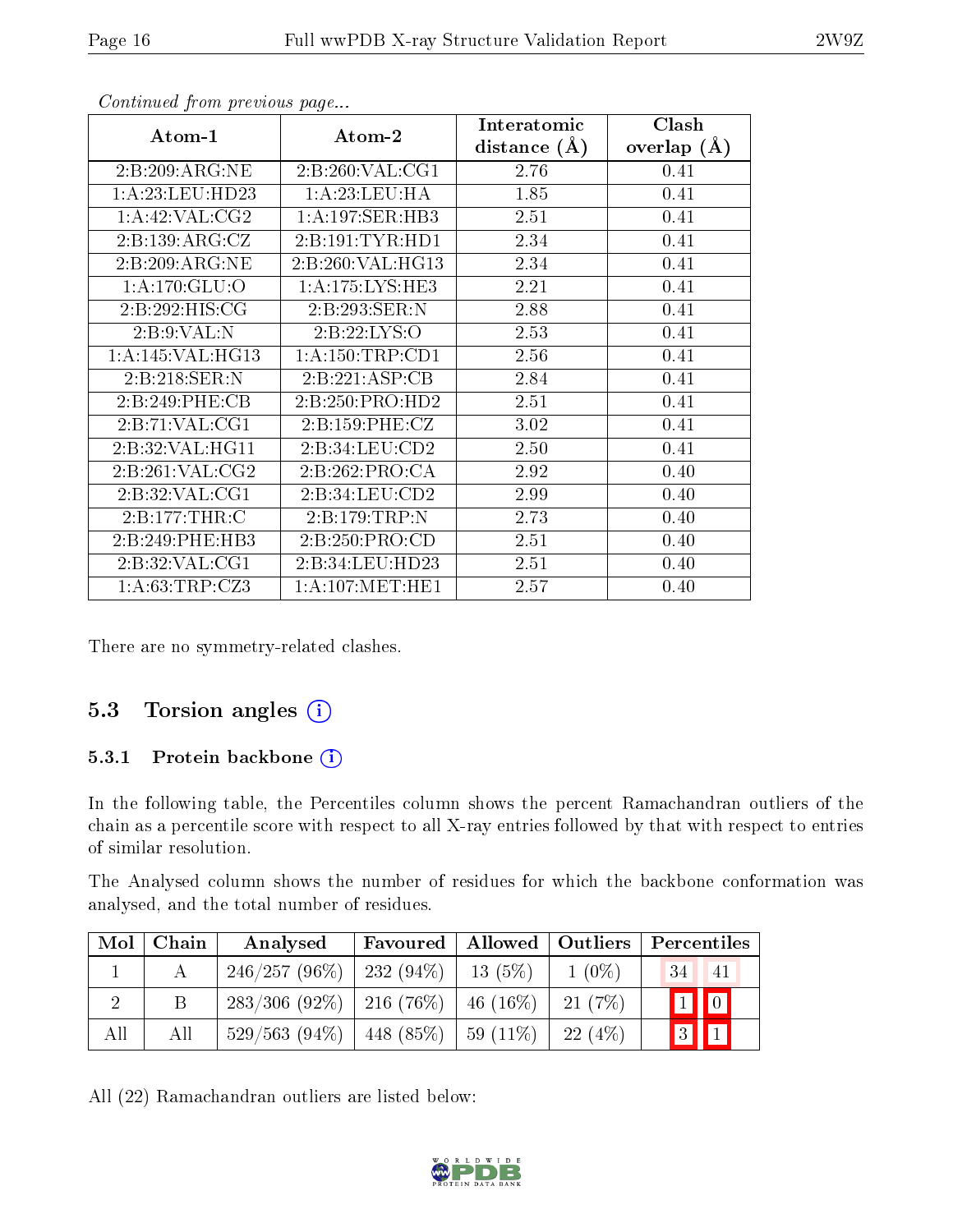*Continued from previous page...*

| Atom-1 | Atom-2 | Interatomic distance (Å) | Clash overlap (Å) |
|---|---|---|---|
| 2:B:209:ARG:NE | 2:B:260:VAL:CG1 | 2.76 | 0.41 |
| 1:A:23:LEU:HD23 | 1:A:23:LEU:HA | 1.85 | 0.41 |
| 1:A:42:VAL:CG2 | 1:A:197:SER:HB3 | 2.51 | 0.41 |
| 2:B:139:ARG:CZ | 2:B:191:TYR:HD1 | 2.34 | 0.41 |
| 2:B:209:ARG:NE | 2:B:260:VAL:HG13 | 2.34 | 0.41 |
| 1:A:170:GLU:O | 1:A:175:LYS:HE3 | 2.21 | 0.41 |
| 2:B:292:HIS:CG | 2:B:293:SER:N | 2.88 | 0.41 |
| 2:B:9:VAL:N | 2:B:22:LYS:O | 2.53 | 0.41 |
| 1:A:145:VAL:HG13 | 1:A:150:TRP:CD1 | 2.56 | 0.41 |
| 2:B:218:SER:N | 2:B:221:ASP:CB | 2.84 | 0.41 |
| 2:B:249:PHE:CB | 2:B:250:PRO:HD2 | 2.51 | 0.41 |
| 2:B:71:VAL:CG1 | 2:B:159:PHE:CZ | 3.02 | 0.41 |
| 2:B:32:VAL:HG11 | 2:B:34:LEU:CD2 | 2.50 | 0.41 |
| 2:B:261:VAL:CG2 | 2:B:262:PRO:CA | 2.92 | 0.40 |
| 2:B:32:VAL:CG1 | 2:B:34:LEU:CD2 | 2.99 | 0.40 |
| 2:B:177:THR:C | 2:B:179:TRP:N | 2.73 | 0.40 |
| 2:B:249:PHE:HB3 | 2:B:250:PRO:CD | 2.51 | 0.40 |
| 2:B:32:VAL:CG1 | 2:B:34:LEU:HD23 | 2.51 | 0.40 |
| 1:A:63:TRP:CZ3 | 1:A:107:MET:HE1 | 2.57 | 0.40 |

There are no symmetry-related clashes.

## 5.3 Torsion angles

### 5.3.1 Protein backbone

In the following table, the Percentiles column shows the percent Ramachandran outliers of the chain as a percentile score with respect to all X-ray entries followed by that with respect to entries of similar resolution.

The Analysed column shows the number of residues for which the backbone conformation was analysed, and the total number of residues.

| Mol | Chain | Analysed | Favoured | Allowed | Outliers | Percentiles | |
|---|---|---|---|---|---|---|---|
| 1 | A | 246/257 (96%) | 232 (94%) | 13 (5%) | 1 (0%) | 34 | 41 |
| 2 | B | 283/306 (92%) | 216 (76%) | 46 (16%) | 21 (7%) | 1 | 0 |
| All | All | 529/563 (94%) | 448 (85%) | 59 (11%) | 22 (4%) | 3 | 1 |

All (22) Ramachandran outliers are listed below: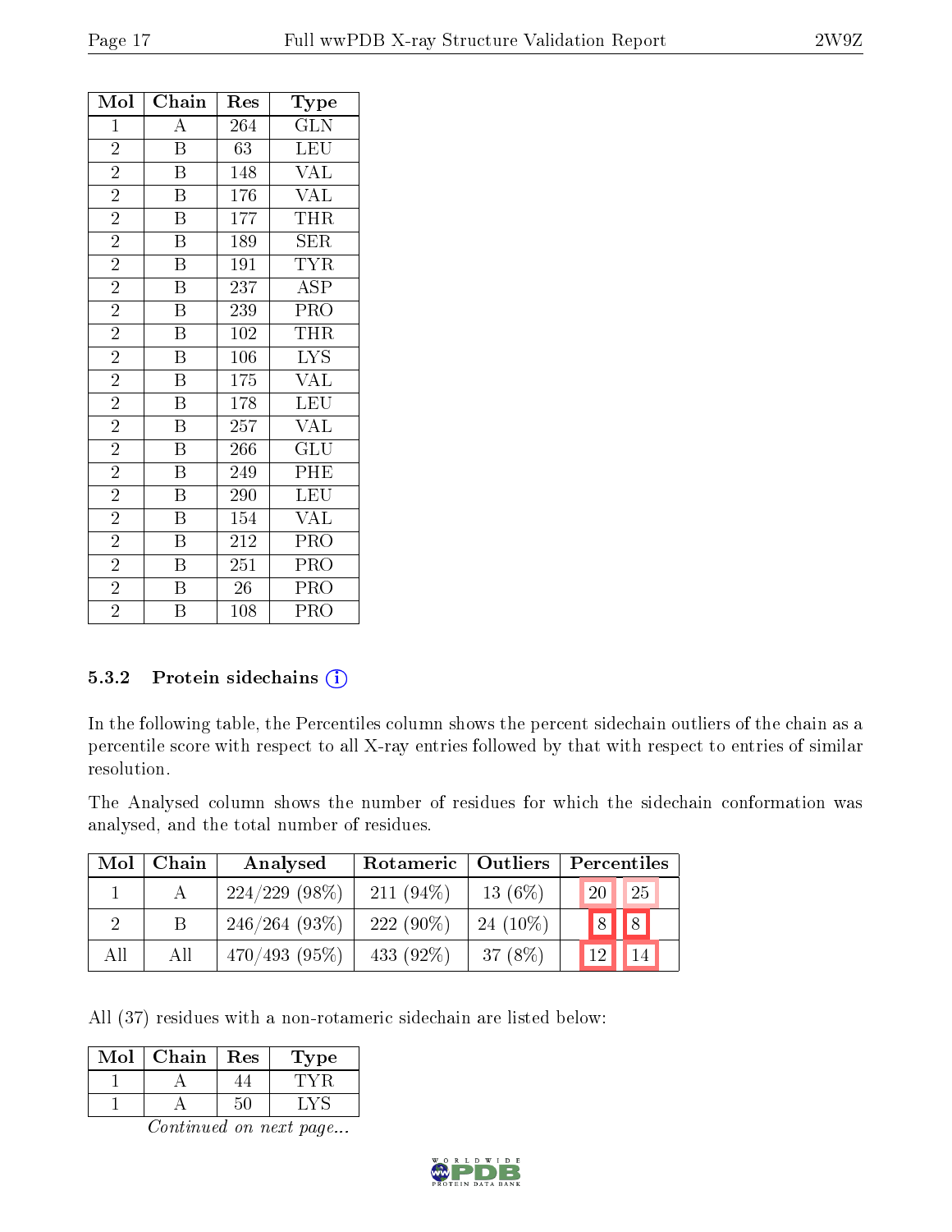| Mol | Chain | Res | Type |
|---|---|---|---|
| 1 | A | 264 | GLN |
| 2 | B | 63 | LEU |
| 2 | B | 148 | VAL |
| 2 | B | 176 | VAL |
| 2 | B | 177 | THR |
| 2 | B | 189 | SER |
| 2 | B | 191 | TYR |
| 2 | B | 237 | ASP |
| 2 | B | 239 | PRO |
| 2 | B | 102 | THR |
| 2 | B | 106 | LYS |
| 2 | B | 175 | VAL |
| 2 | B | 178 | LEU |
| 2 | B | 257 | VAL |
| 2 | B | 266 | GLU |
| 2 | B | 249 | PHE |
| 2 | B | 290 | LEU |
| 2 | B | 154 | VAL |
| 2 | B | 212 | PRO |
| 2 | B | 251 | PRO |
| 2 | B | 26 | PRO |
| 2 | B | 108 | PRO |

### 5.3.2 Protein sidechains

In the following table, the Percentiles column shows the percent sidechain outliers of the chain as a percentile score with respect to all X-ray entries followed by that with respect to entries of similar resolution.

The Analysed column shows the number of residues for which the sidechain conformation was analysed, and the total number of residues.

| Mol | Chain | Analysed | Rotameric | Outliers | Percentiles | |
|---|---|---|---|---|---|---|
| 1 | A | 224/229 (98%) | 211 (94%) | 13 (6%) | 20 | 25 |
| 2 | B | 246/264 (93%) | 222 (90%) | 24 (10%) | 8 | 8 |
| All | All | 470/493 (95%) | 433 (92%) | 37 (8%) | 12 | 14 |

All (37) residues with a non-rotameric sidechain are listed below:

| Mol | Chain | Res | Type |
|---|---|---|---|
| 1 | A | 44 | TYR |
| 1 | A | 50 | LYS |

*Continued on next page...*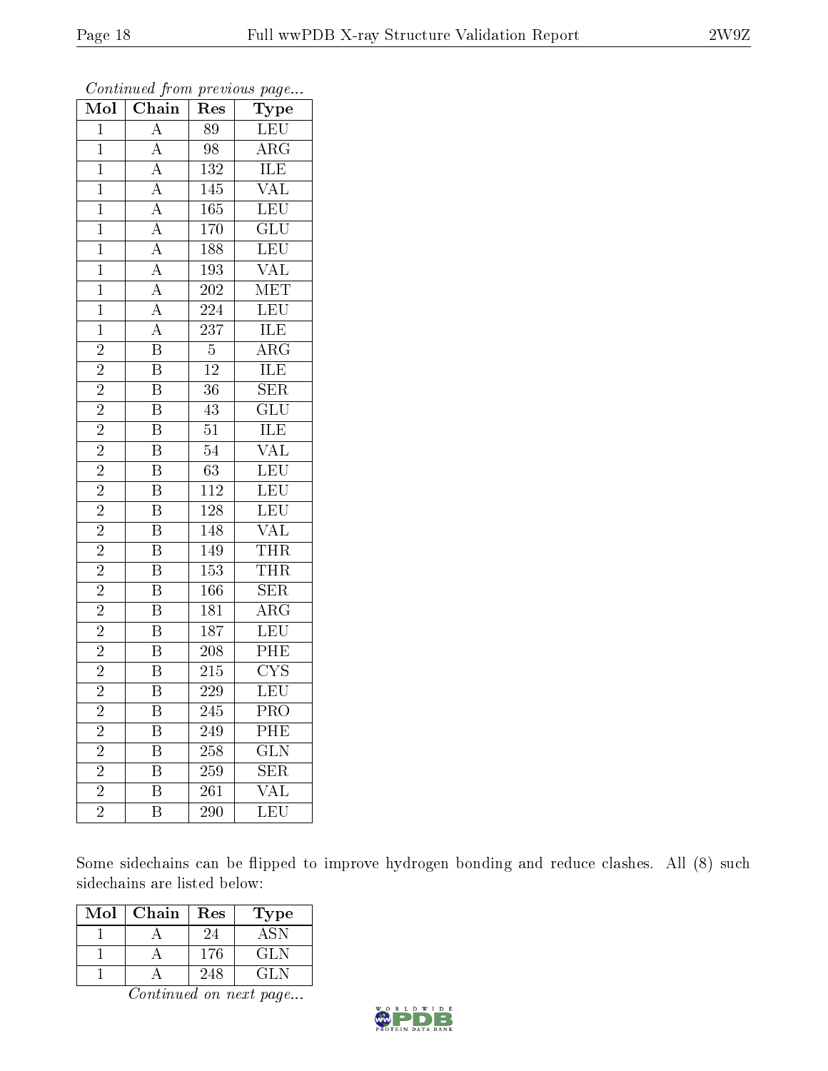*Continued from previous page...*

| Mol | Chain | Res | Type |
|---|---|---|---|
| 1 | A | 89 | LEU |
| 1 | A | 98 | ARG |
| 1 | A | 132 | ILE |
| 1 | A | 145 | VAL |
| 1 | A | 165 | LEU |
| 1 | A | 170 | GLU |
| 1 | A | 188 | LEU |
| 1 | A | 193 | VAL |
| 1 | A | 202 | MET |
| 1 | A | 224 | LEU |
| 1 | A | 237 | ILE |
| 2 | B | 5 | ARG |
| 2 | B | 12 | ILE |
| 2 | B | 36 | SER |
| 2 | B | 43 | GLU |
| 2 | B | 51 | ILE |
| 2 | B | 54 | VAL |
| 2 | B | 63 | LEU |
| 2 | B | 112 | LEU |
| 2 | B | 128 | LEU |
| 2 | B | 148 | VAL |
| 2 | B | 149 | THR |
| 2 | B | 153 | THR |
| 2 | B | 166 | SER |
| 2 | B | 181 | ARG |
| 2 | B | 187 | LEU |
| 2 | B | 208 | PHE |
| 2 | B | 215 | CYS |
| 2 | B | 229 | LEU |
| 2 | B | 245 | PRO |
| 2 | B | 249 | PHE |
| 2 | B | 258 | GLN |
| 2 | B | 259 | SER |
| 2 | B | 261 | VAL |
| 2 | B | 290 | LEU |

Some sidechains can be flipped to improve hydrogen bonding and reduce clashes. All (8) such sidechains are listed below:

| Mol | Chain | Res | Type |
|---|---|---|---|
| 1 | A | 24 | ASN |
| 1 | A | 176 | GLN |
| 1 | A | 248 | GLN |

*Continued on next page...*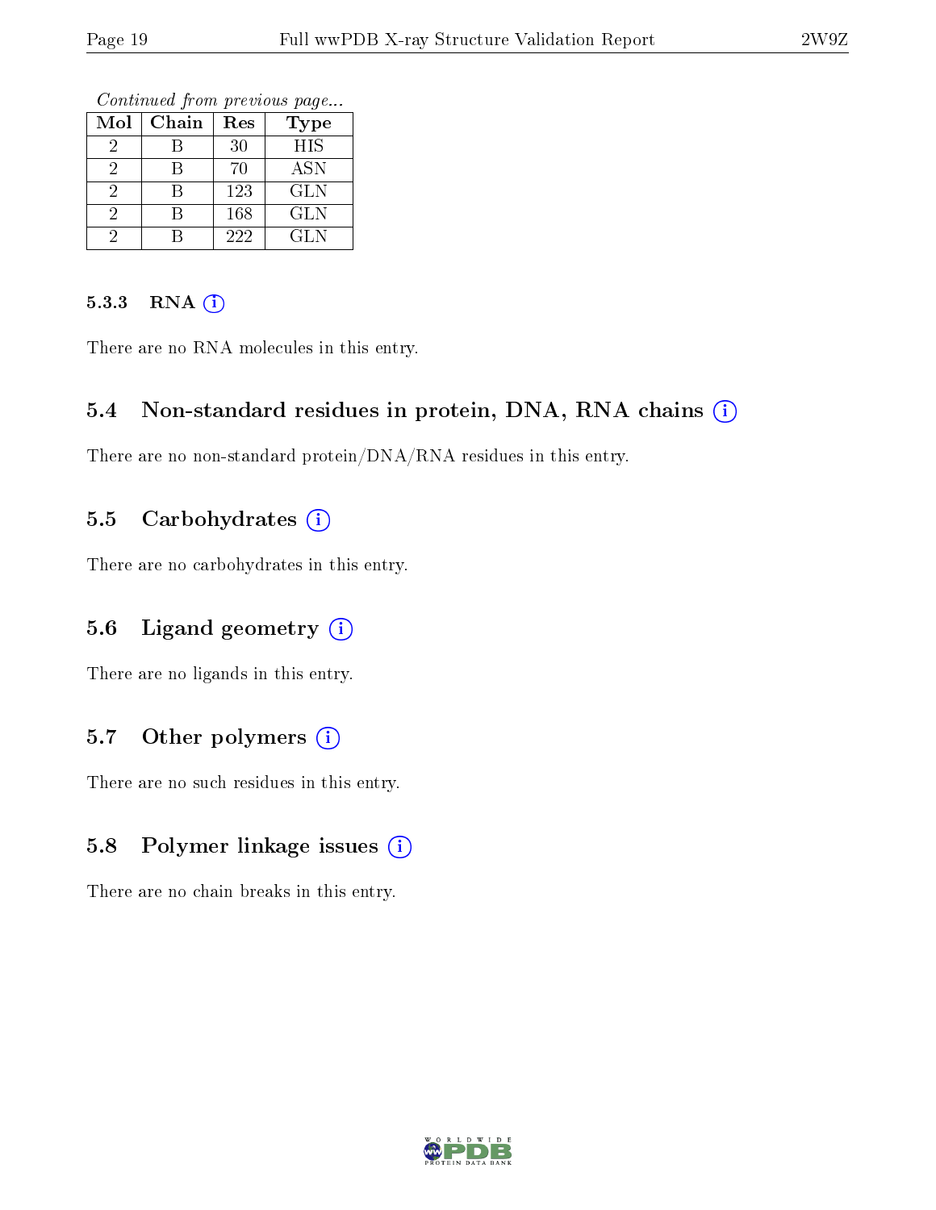*Continued from previous page...*

| Mol | Chain | Res | Type |
|---|---|---|---|
| 2 | B | 30 | HIS |
| 2 | B | 70 | ASN |
| 2 | B | 123 | GLN |
| 2 | B | 168 | GLN |
| 2 | B | 222 | GLN |

#### 5.3.3 RNA

There are no RNA molecules in this entry.

### 5.4 Non-standard residues in protein, DNA, RNA chains

There are no non-standard protein/DNA/RNA residues in this entry.

### 5.5 Carbohydrates

There are no carbohydrates in this entry.

### 5.6 Ligand geometry

There are no ligands in this entry.

### 5.7 Other polymers

There are no such residues in this entry.

### 5.8 Polymer linkage issues

There are no chain breaks in this entry.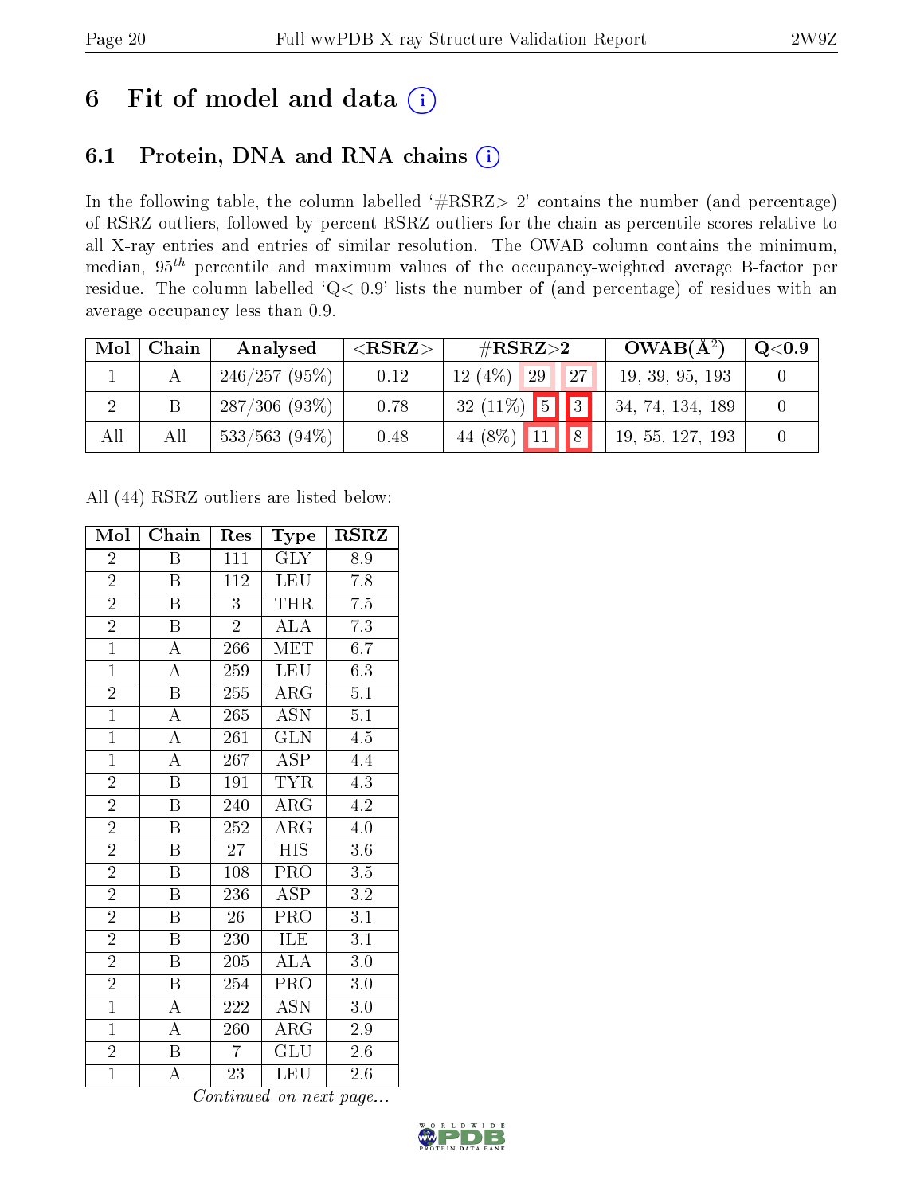# 6 Fit of model and data (i)

## 6.1 Protein, DNA and RNA chains (i)

In the following table, the column labelled '#RSRZ> 2' contains the number (and percentage) of RSRZ outliers, followed by percent RSRZ outliers for the chain as percentile scores relative to all X-ray entries and entries of similar resolution. The OWAB column contains the minimum, median, $95^{th}$ percentile and maximum values of the occupancy-weighted average B-factor per residue. The column labelled 'Q< 0.9' lists the number of (and percentage) of residues with an average occupancy less than 0.9.

| Mol | Chain | Analysed | <RSRZ> | #RSRZ>2 | | | OWAB(Å²) | Q<0.9 |
|---|---|---|---|---|---|---|---|---|
| 1 | A | 246/257 (95%) | 0.12 | 12 (4%) | 29 | 27 | 19, 39, 95, 193 | 0 |
| 2 | B | 287/306 (93%) | 0.78 | 32 (11%) | 5 | 3 | 34, 74, 134, 189 | 0 |
| All | All | 533/563 (94%) | 0.48 | 44 (8%) | 11 | 8 | 19, 55, 127, 193 | 0 |

All (44) RSRZ outliers are listed below:

| Mol | Chain | Res | Type | RSRZ |
|---|---|---|---|---|
| 2 | B | 111 | GLY | 8.9 |
| 2 | B | 112 | LEU | 7.8 |
| 2 | B | 3 | THR | 7.5 |
| 2 | B | 2 | ALA | 7.3 |
| 1 | A | 266 | MET | 6.7 |
| 1 | A | 259 | LEU | 6.3 |
| 2 | B | 255 | ARG | 5.1 |
| 1 | A | 265 | ASN | 5.1 |
| 1 | A | 261 | GLN | 4.5 |
| 1 | A | 267 | ASP | 4.4 |
| 2 | B | 191 | TYR | 4.3 |
| 2 | B | 240 | ARG | 4.2 |
| 2 | B | 252 | ARG | 4.0 |
| 2 | B | 27 | HIS | 3.6 |
| 2 | B | 108 | PRO | 3.5 |
| 2 | B | 236 | ASP | 3.2 |
| 2 | B | 26 | PRO | 3.1 |
| 2 | B | 230 | ILE | 3.1 |
| 2 | B | 205 | ALA | 3.0 |
| 2 | B | 254 | PRO | 3.0 |
| 1 | A | 222 | ASN | 3.0 |
| 1 | A | 260 | ARG | 2.9 |
| 2 | B | 7 | GLU | 2.6 |
| 1 | A | 23 | LEU | 2.6 |

*Continued on next page...*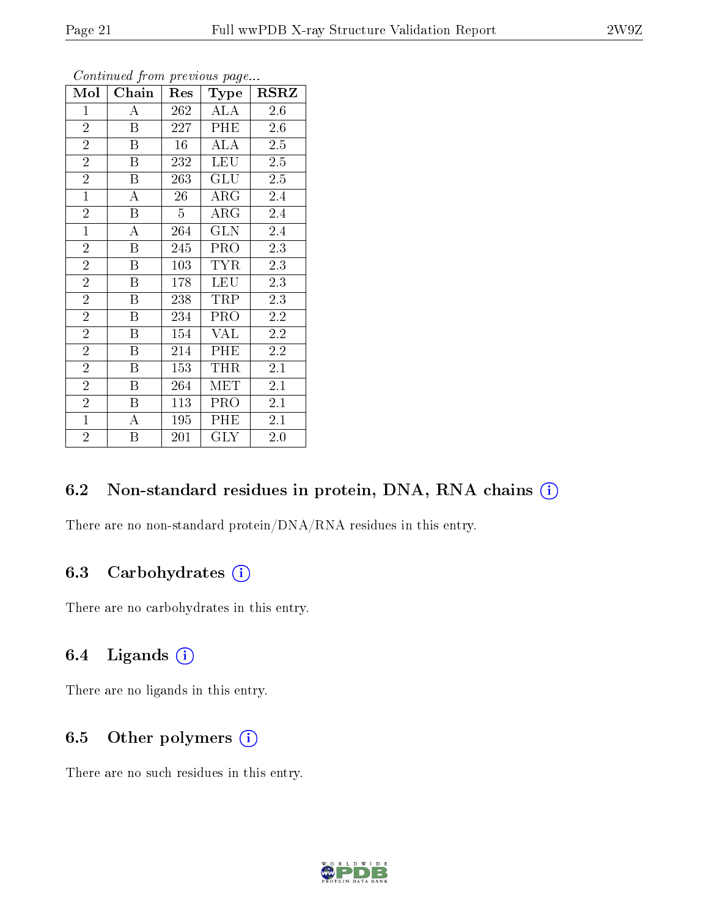*Continued from previous page...*

| Mol | Chain | Res | Type | RSRZ |
|---|---|---|---|---|
| 1 | A | 262 | ALA | 2.6 |
| 2 | B | 227 | PHE | 2.6 |
| 2 | B | 16 | ALA | 2.5 |
| 2 | B | 232 | LEU | 2.5 |
| 2 | B | 263 | GLU | 2.5 |
| 1 | A | 26 | ARG | 2.4 |
| 2 | B | 5 | ARG | 2.4 |
| 1 | A | 264 | GLN | 2.4 |
| 2 | B | 245 | PRO | 2.3 |
| 2 | B | 103 | TYR | 2.3 |
| 2 | B | 178 | LEU | 2.3 |
| 2 | B | 238 | TRP | 2.3 |
| 2 | B | 234 | PRO | 2.2 |
| 2 | B | 154 | VAL | 2.2 |
| 2 | B | 214 | PHE | 2.2 |
| 2 | B | 153 | THR | 2.1 |
| 2 | B | 264 | MET | 2.1 |
| 2 | B | 113 | PRO | 2.1 |
| 1 | A | 195 | PHE | 2.1 |
| 2 | B | 201 | GLY | 2.0 |

### 6.2 Non-standard residues in protein, DNA, RNA chains

There are no non-standard protein/DNA/RNA residues in this entry.

### 6.3 Carbohydrates

There are no carbohydrates in this entry.

### 6.4 Ligands

There are no ligands in this entry.

### 6.5 Other polymers

There are no such residues in this entry.